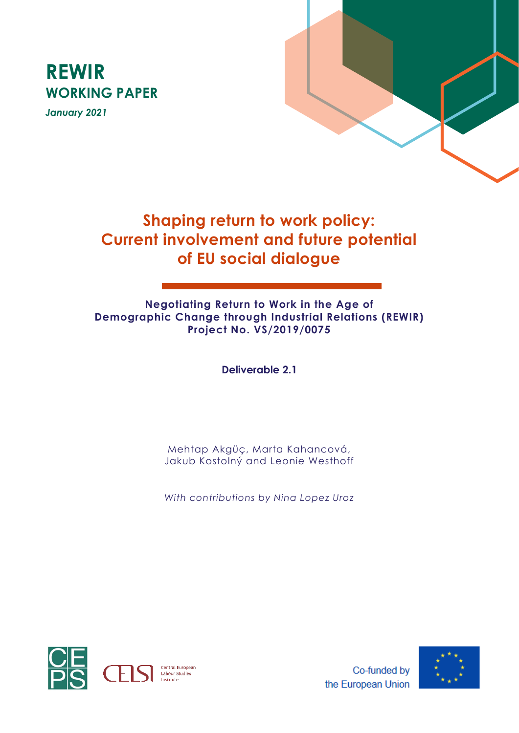**REWIR**
**WORKING PAPER**
*January 2021*

# Shaping return to work policy: Current involvement and future potential of EU social dialogue

**Negotiating Return to Work in the Age of Demographic Change through Industrial Relations (REWIR)**
**Project No. VS/2019/0075**

**Deliverable 2.1**

Mehtap Akgüç, Marta Kahancová, Jakub Kostolný and Leonie Westhoff

*With contributions by Nina Lopez Uroz*

CEPS

CELSI Central European Labour Studies Institute

Co-funded by the European Union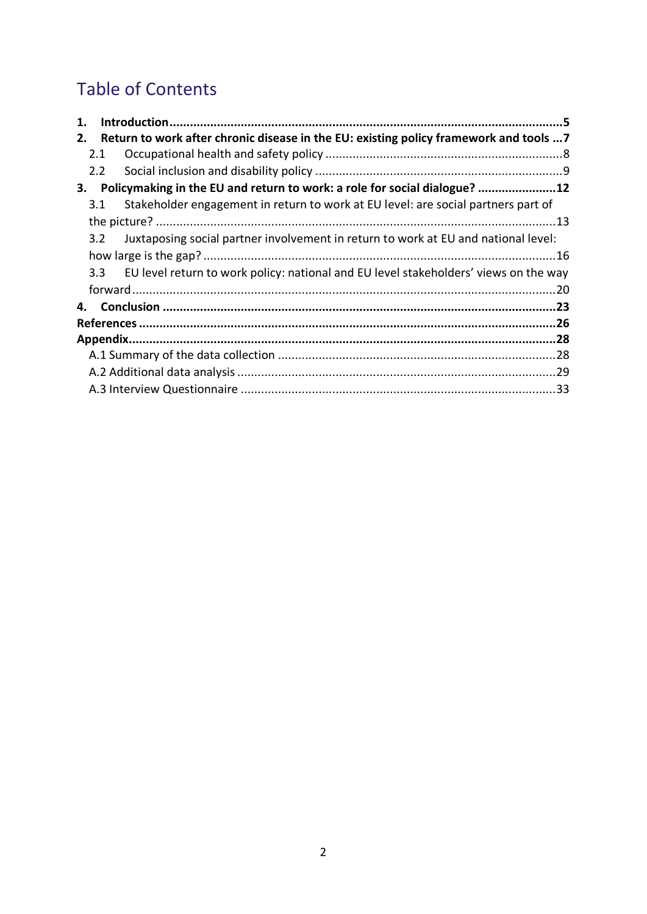# Table of Contents

**1. Introduction** .......... **5**

**2. Return to work after chronic disease in the EU: existing policy framework and tools** .......... **7**

- 2.1 Occupational health and safety policy .......... 8
- 2.2 Social inclusion and disability policy .......... 9

**3. Policymaking in the EU and return to work: a role for social dialogue?** .......... **12**

- 3.1 Stakeholder engagement in return to work at EU level: are social partners part of the picture? .......... 13
- 3.2 Juxtaposing social partner involvement in return to work at EU and national level: how large is the gap? .......... 16
- 3.3 EU level return to work policy: national and EU level stakeholders' views on the way forward .......... 20

**4. Conclusion** .......... **23**

**References** .......... **26**

**Appendix** .......... **28**

- A.1 Summary of the data collection .......... 28
- A.2 Additional data analysis .......... 29
- A.3 Interview Questionnaire .......... 33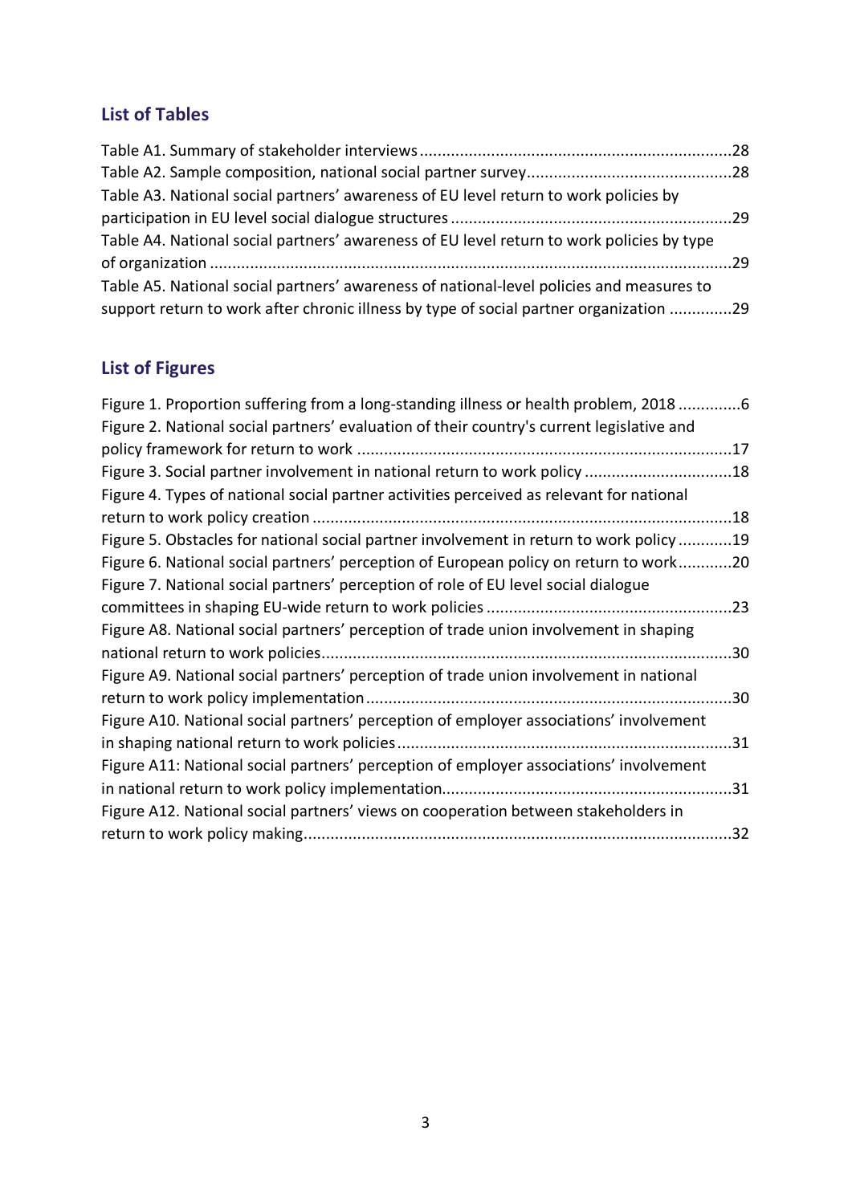## List of Tables

Table A1. Summary of stakeholder interviews ..... 28
Table A2. Sample composition, national social partner survey ..... 28
Table A3. National social partners' awareness of EU level return to work policies by participation in EU level social dialogue structures ..... 29
Table A4. National social partners' awareness of EU level return to work policies by type of organization ..... 29
Table A5. National social partners' awareness of national-level policies and measures to support return to work after chronic illness by type of social partner organization ..... 29

## List of Figures

Figure 1. Proportion suffering from a long-standing illness or health problem, 2018 ..... 6
Figure 2. National social partners' evaluation of their country's current legislative and policy framework for return to work ..... 17
Figure 3. Social partner involvement in national return to work policy ..... 18
Figure 4. Types of national social partner activities perceived as relevant for national return to work policy creation ..... 18
Figure 5. Obstacles for national social partner involvement in return to work policy ..... 19
Figure 6. National social partners' perception of European policy on return to work ..... 20
Figure 7. National social partners' perception of role of EU level social dialogue committees in shaping EU-wide return to work policies ..... 23
Figure A8. National social partners' perception of trade union involvement in shaping national return to work policies ..... 30
Figure A9. National social partners' perception of trade union involvement in national return to work policy implementation ..... 30
Figure A10. National social partners' perception of employer associations' involvement in shaping national return to work policies ..... 31
Figure A11: National social partners' perception of employer associations' involvement in national return to work policy implementation ..... 31
Figure A12. National social partners' views on cooperation between stakeholders in return to work policy making ..... 32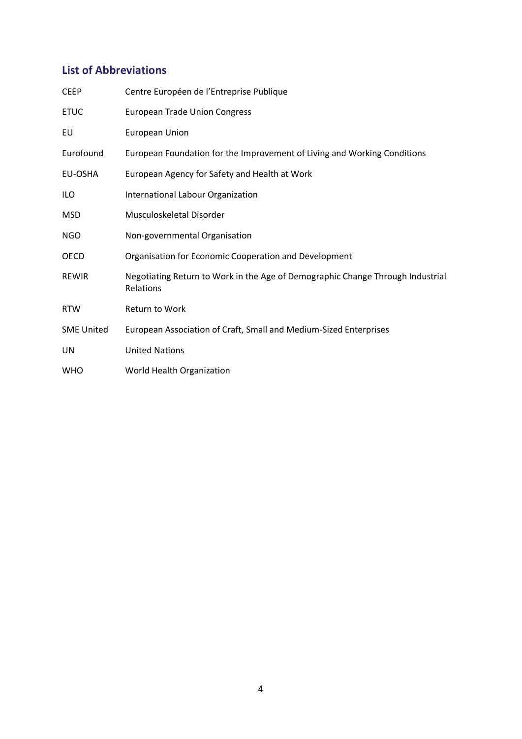## List of Abbreviations

| | |
|---|---|
| CEEP | Centre Européen de l'Entreprise Publique |
| ETUC | European Trade Union Congress |
| EU | European Union |
| Eurofound | European Foundation for the Improvement of Living and Working Conditions |
| EU-OSHA | European Agency for Safety and Health at Work |
| ILO | International Labour Organization |
| MSD | Musculoskeletal Disorder |
| NGO | Non-governmental Organisation |
| OECD | Organisation for Economic Cooperation and Development |
| REWIR | Negotiating Return to Work in the Age of Demographic Change Through Industrial Relations |
| RTW | Return to Work |
| SME United | European Association of Craft, Small and Medium-Sized Enterprises |
| UN | United Nations |
| WHO | World Health Organization |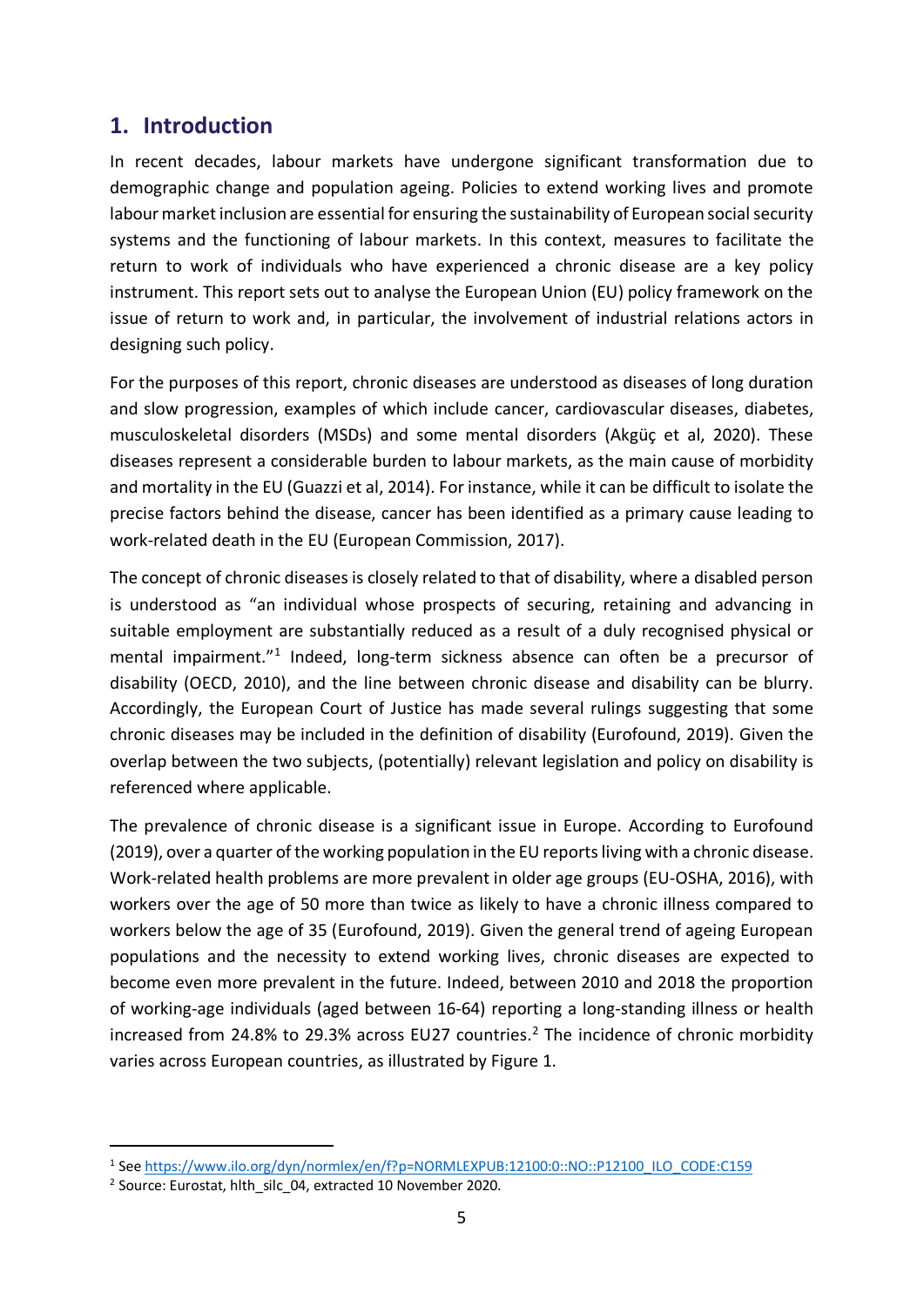## 1. Introduction

In recent decades, labour markets have undergone significant transformation due to demographic change and population ageing. Policies to extend working lives and promote labour market inclusion are essential for ensuring the sustainability of European social security systems and the functioning of labour markets. In this context, measures to facilitate the return to work of individuals who have experienced a chronic disease are a key policy instrument. This report sets out to analyse the European Union (EU) policy framework on the issue of return to work and, in particular, the involvement of industrial relations actors in designing such policy.

For the purposes of this report, chronic diseases are understood as diseases of long duration and slow progression, examples of which include cancer, cardiovascular diseases, diabetes, musculoskeletal disorders (MSDs) and some mental disorders (Akgüç et al, 2020). These diseases represent a considerable burden to labour markets, as the main cause of morbidity and mortality in the EU (Guazzi et al, 2014). For instance, while it can be difficult to isolate the precise factors behind the disease, cancer has been identified as a primary cause leading to work-related death in the EU (European Commission, 2017).

The concept of chronic diseases is closely related to that of disability, where a disabled person is understood as "an individual whose prospects of securing, retaining and advancing in suitable employment are substantially reduced as a result of a duly recognised physical or mental impairment."[1] Indeed, long-term sickness absence can often be a precursor of disability (OECD, 2010), and the line between chronic disease and disability can be blurry. Accordingly, the European Court of Justice has made several rulings suggesting that some chronic diseases may be included in the definition of disability (Eurofound, 2019). Given the overlap between the two subjects, (potentially) relevant legislation and policy on disability is referenced where applicable.

The prevalence of chronic disease is a significant issue in Europe. According to Eurofound (2019), over a quarter of the working population in the EU reports living with a chronic disease. Work-related health problems are more prevalent in older age groups (EU-OSHA, 2016), with workers over the age of 50 more than twice as likely to have a chronic illness compared to workers below the age of 35 (Eurofound, 2019). Given the general trend of ageing European populations and the necessity to extend working lives, chronic diseases are expected to become even more prevalent in the future. Indeed, between 2010 and 2018 the proportion of working-age individuals (aged between 16-64) reporting a long-standing illness or health increased from 24.8% to 29.3% across EU27 countries.[2] The incidence of chronic morbidity varies across European countries, as illustrated by Figure 1.

---

[1] See https://www.ilo.org/dyn/normlex/en/f?p=NORMLEXPUB:12100:0::NO::P12100_ILO_CODE:C159

[2] Source: Eurostat, hlth_silc_04, extracted 10 November 2020.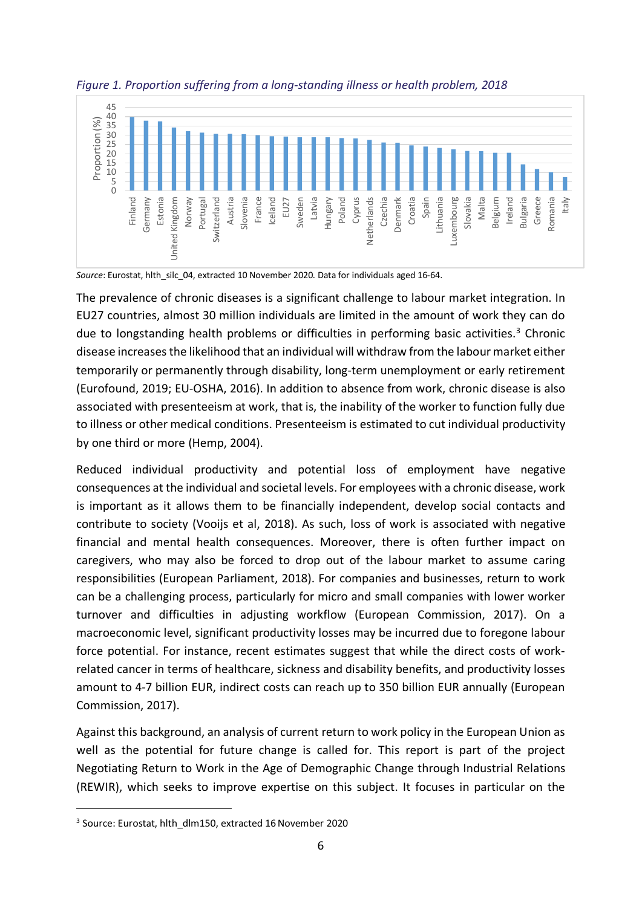*Figure 1. Proportion suffering from a long-standing illness or health problem, 2018*

*Source*: Eurostat, hlth_silc_04, extracted 10 November 2020. Data for individuals aged 16-64.

The prevalence of chronic diseases is a significant challenge to labour market integration. In EU27 countries, almost 30 million individuals are limited in the amount of work they can do due to longstanding health problems or difficulties in performing basic activities.[3] Chronic disease increases the likelihood that an individual will withdraw from the labour market either temporarily or permanently through disability, long-term unemployment or early retirement (Eurofound, 2019; EU-OSHA, 2016). In addition to absence from work, chronic disease is also associated with presenteeism at work, that is, the inability of the worker to function fully due to illness or other medical conditions. Presenteeism is estimated to cut individual productivity by one third or more (Hemp, 2004).

Reduced individual productivity and potential loss of employment have negative consequences at the individual and societal levels. For employees with a chronic disease, work is important as it allows them to be financially independent, develop social contacts and contribute to society (Vooijs et al, 2018). As such, loss of work is associated with negative financial and mental health consequences. Moreover, there is often further impact on caregivers, who may also be forced to drop out of the labour market to assume caring responsibilities (European Parliament, 2018). For companies and businesses, return to work can be a challenging process, particularly for micro and small companies with lower worker turnover and difficulties in adjusting workflow (European Commission, 2017). On a macroeconomic level, significant productivity losses may be incurred due to foregone labour force potential. For instance, recent estimates suggest that while the direct costs of work-related cancer in terms of healthcare, sickness and disability benefits, and productivity losses amount to 4-7 billion EUR, indirect costs can reach up to 350 billion EUR annually (European Commission, 2017).

Against this background, an analysis of current return to work policy in the European Union as well as the potential for future change is called for. This report is part of the project Negotiating Return to Work in the Age of Demographic Change through Industrial Relations (REWIR), which seeks to improve expertise on this subject. It focuses in particular on the

[3] Source: Eurostat, hlth_dlm150, extracted 16 November 2020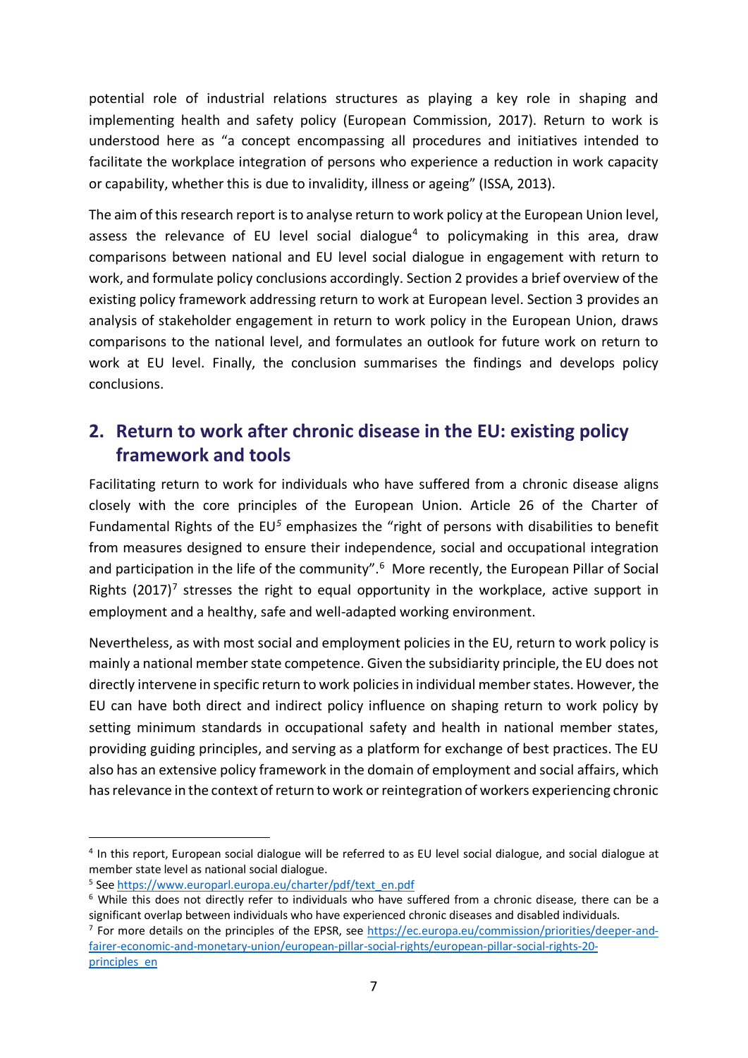potential role of industrial relations structures as playing a key role in shaping and implementing health and safety policy (European Commission, 2017). Return to work is understood here as "a concept encompassing all procedures and initiatives intended to facilitate the workplace integration of persons who experience a reduction in work capacity or capability, whether this is due to invalidity, illness or ageing" (ISSA, 2013).

The aim of this research report is to analyse return to work policy at the European Union level, assess the relevance of EU level social dialogue[4] to policymaking in this area, draw comparisons between national and EU level social dialogue in engagement with return to work, and formulate policy conclusions accordingly. Section 2 provides a brief overview of the existing policy framework addressing return to work at European level. Section 3 provides an analysis of stakeholder engagement in return to work policy in the European Union, draws comparisons to the national level, and formulates an outlook for future work on return to work at EU level. Finally, the conclusion summarises the findings and develops policy conclusions.

## 2. Return to work after chronic disease in the EU: existing policy framework and tools

Facilitating return to work for individuals who have suffered from a chronic disease aligns closely with the core principles of the European Union. Article 26 of the Charter of Fundamental Rights of the EU[5] emphasizes the "right of persons with disabilities to benefit from measures designed to ensure their independence, social and occupational integration and participation in the life of the community".[6] More recently, the European Pillar of Social Rights (2017)[7] stresses the right to equal opportunity in the workplace, active support in employment and a healthy, safe and well-adapted working environment.

Nevertheless, as with most social and employment policies in the EU, return to work policy is mainly a national member state competence. Given the subsidiarity principle, the EU does not directly intervene in specific return to work policies in individual member states. However, the EU can have both direct and indirect policy influence on shaping return to work policy by setting minimum standards in occupational safety and health in national member states, providing guiding principles, and serving as a platform for exchange of best practices. The EU also has an extensive policy framework in the domain of employment and social affairs, which has relevance in the context of return to work or reintegration of workers experiencing chronic

---

[4] In this report, European social dialogue will be referred to as EU level social dialogue, and social dialogue at member state level as national social dialogue.

[5] See https://www.europarl.europa.eu/charter/pdf/text_en.pdf

[6] While this does not directly refer to individuals who have suffered from a chronic disease, there can be a significant overlap between individuals who have experienced chronic diseases and disabled individuals.

[7] For more details on the principles of the EPSR, see https://ec.europa.eu/commission/priorities/deeper-and-fairer-economic-and-monetary-union/european-pillar-social-rights/european-pillar-social-rights-20-principles_en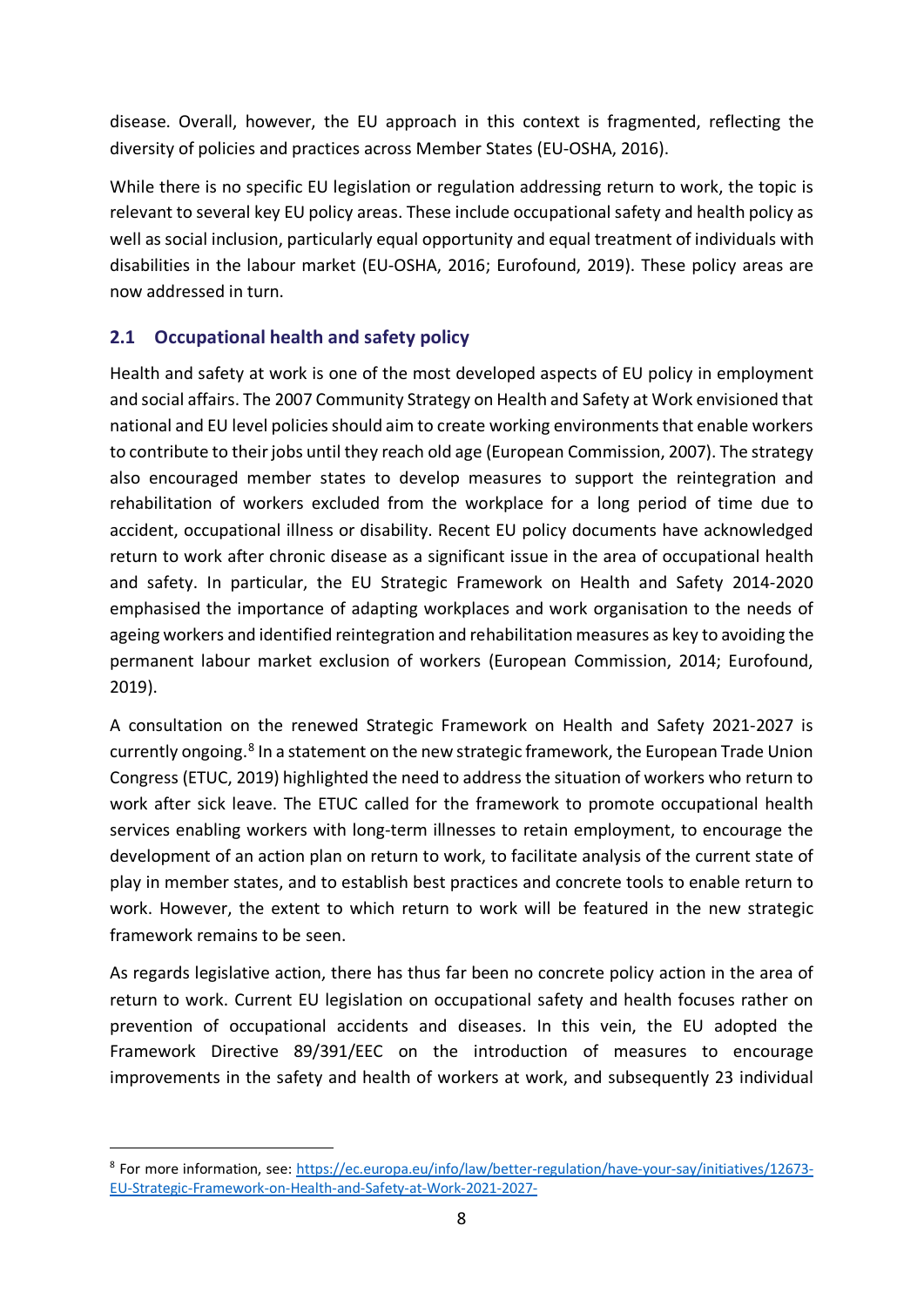disease. Overall, however, the EU approach in this context is fragmented, reflecting the diversity of policies and practices across Member States (EU-OSHA, 2016).

While there is no specific EU legislation or regulation addressing return to work, the topic is relevant to several key EU policy areas. These include occupational safety and health policy as well as social inclusion, particularly equal opportunity and equal treatment of individuals with disabilities in the labour market (EU-OSHA, 2016; Eurofound, 2019). These policy areas are now addressed in turn.

## 2.1 Occupational health and safety policy

Health and safety at work is one of the most developed aspects of EU policy in employment and social affairs. The 2007 Community Strategy on Health and Safety at Work envisioned that national and EU level policies should aim to create working environments that enable workers to contribute to their jobs until they reach old age (European Commission, 2007). The strategy also encouraged member states to develop measures to support the reintegration and rehabilitation of workers excluded from the workplace for a long period of time due to accident, occupational illness or disability. Recent EU policy documents have acknowledged return to work after chronic disease as a significant issue in the area of occupational health and safety. In particular, the EU Strategic Framework on Health and Safety 2014-2020 emphasised the importance of adapting workplaces and work organisation to the needs of ageing workers and identified reintegration and rehabilitation measures as key to avoiding the permanent labour market exclusion of workers (European Commission, 2014; Eurofound, 2019).

A consultation on the renewed Strategic Framework on Health and Safety 2021-2027 is currently ongoing.[8] In a statement on the new strategic framework, the European Trade Union Congress (ETUC, 2019) highlighted the need to address the situation of workers who return to work after sick leave. The ETUC called for the framework to promote occupational health services enabling workers with long-term illnesses to retain employment, to encourage the development of an action plan on return to work, to facilitate analysis of the current state of play in member states, and to establish best practices and concrete tools to enable return to work. However, the extent to which return to work will be featured in the new strategic framework remains to be seen.

As regards legislative action, there has thus far been no concrete policy action in the area of return to work. Current EU legislation on occupational safety and health focuses rather on prevention of occupational accidents and diseases. In this vein, the EU adopted the Framework Directive 89/391/EEC on the introduction of measures to encourage improvements in the safety and health of workers at work, and subsequently 23 individual

[8] For more information, see: https://ec.europa.eu/info/law/better-regulation/have-your-say/initiatives/12673-EU-Strategic-Framework-on-Health-and-Safety-at-Work-2021-2027-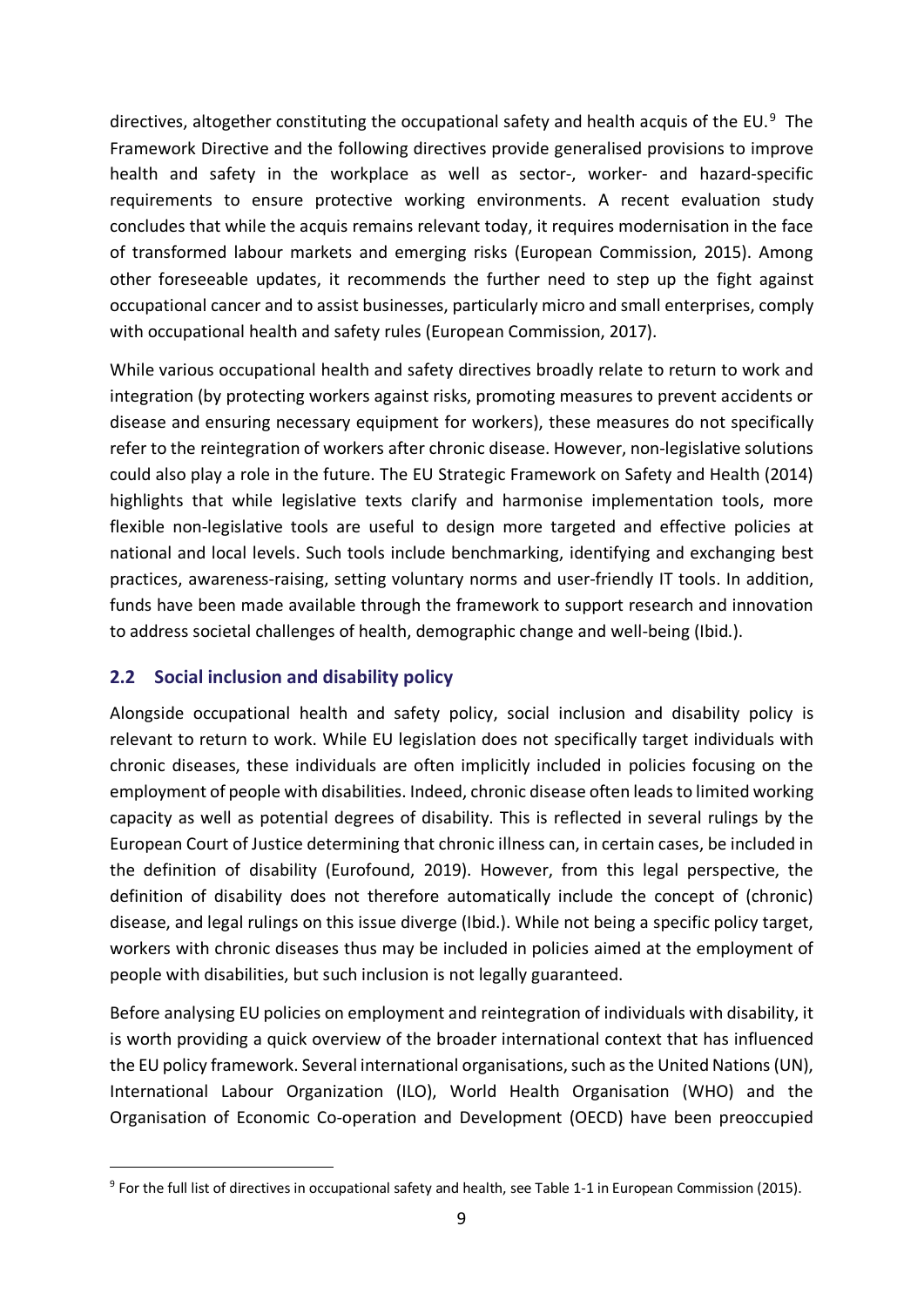directives, altogether constituting the occupational safety and health acquis of the EU.[9] The Framework Directive and the following directives provide generalised provisions to improve health and safety in the workplace as well as sector-, worker- and hazard-specific requirements to ensure protective working environments. A recent evaluation study concludes that while the acquis remains relevant today, it requires modernisation in the face of transformed labour markets and emerging risks (European Commission, 2015). Among other foreseeable updates, it recommends the further need to step up the fight against occupational cancer and to assist businesses, particularly micro and small enterprises, comply with occupational health and safety rules (European Commission, 2017).

While various occupational health and safety directives broadly relate to return to work and integration (by protecting workers against risks, promoting measures to prevent accidents or disease and ensuring necessary equipment for workers), these measures do not specifically refer to the reintegration of workers after chronic disease. However, non-legislative solutions could also play a role in the future. The EU Strategic Framework on Safety and Health (2014) highlights that while legislative texts clarify and harmonise implementation tools, more flexible non-legislative tools are useful to design more targeted and effective policies at national and local levels. Such tools include benchmarking, identifying and exchanging best practices, awareness-raising, setting voluntary norms and user-friendly IT tools. In addition, funds have been made available through the framework to support research and innovation to address societal challenges of health, demographic change and well-being (Ibid.).

## 2.2 Social inclusion and disability policy

Alongside occupational health and safety policy, social inclusion and disability policy is relevant to return to work. While EU legislation does not specifically target individuals with chronic diseases, these individuals are often implicitly included in policies focusing on the employment of people with disabilities. Indeed, chronic disease often leads to limited working capacity as well as potential degrees of disability. This is reflected in several rulings by the European Court of Justice determining that chronic illness can, in certain cases, be included in the definition of disability (Eurofound, 2019). However, from this legal perspective, the definition of disability does not therefore automatically include the concept of (chronic) disease, and legal rulings on this issue diverge (Ibid.). While not being a specific policy target, workers with chronic diseases thus may be included in policies aimed at the employment of people with disabilities, but such inclusion is not legally guaranteed.

Before analysing EU policies on employment and reintegration of individuals with disability, it is worth providing a quick overview of the broader international context that has influenced the EU policy framework. Several international organisations, such as the United Nations (UN), International Labour Organization (ILO), World Health Organisation (WHO) and the Organisation of Economic Co-operation and Development (OECD) have been preoccupied

[9] For the full list of directives in occupational safety and health, see Table 1-1 in European Commission (2015).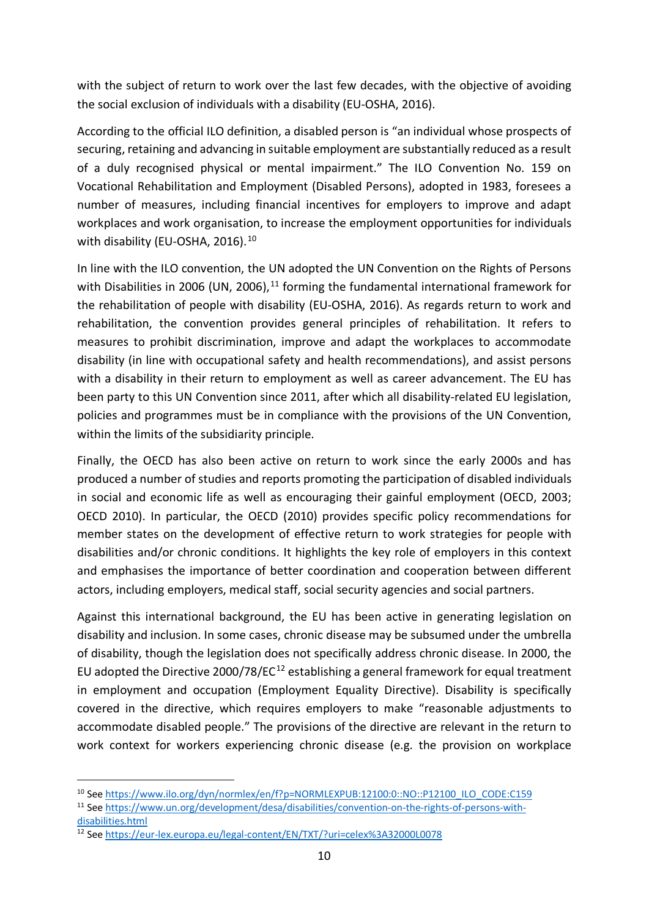with the subject of return to work over the last few decades, with the objective of avoiding the social exclusion of individuals with a disability (EU-OSHA, 2016).

According to the official ILO definition, a disabled person is "an individual whose prospects of securing, retaining and advancing in suitable employment are substantially reduced as a result of a duly recognised physical or mental impairment." The ILO Convention No. 159 on Vocational Rehabilitation and Employment (Disabled Persons), adopted in 1983, foresees a number of measures, including financial incentives for employers to improve and adapt workplaces and work organisation, to increase the employment opportunities for individuals with disability (EU-OSHA, 2016).[10]

In line with the ILO convention, the UN adopted the UN Convention on the Rights of Persons with Disabilities in 2006 (UN, 2006),[11] forming the fundamental international framework for the rehabilitation of people with disability (EU-OSHA, 2016). As regards return to work and rehabilitation, the convention provides general principles of rehabilitation. It refers to measures to prohibit discrimination, improve and adapt the workplaces to accommodate disability (in line with occupational safety and health recommendations), and assist persons with a disability in their return to employment as well as career advancement. The EU has been party to this UN Convention since 2011, after which all disability-related EU legislation, policies and programmes must be in compliance with the provisions of the UN Convention, within the limits of the subsidiarity principle.

Finally, the OECD has also been active on return to work since the early 2000s and has produced a number of studies and reports promoting the participation of disabled individuals in social and economic life as well as encouraging their gainful employment (OECD, 2003; OECD 2010). In particular, the OECD (2010) provides specific policy recommendations for member states on the development of effective return to work strategies for people with disabilities and/or chronic conditions. It highlights the key role of employers in this context and emphasises the importance of better coordination and cooperation between different actors, including employers, medical staff, social security agencies and social partners.

Against this international background, the EU has been active in generating legislation on disability and inclusion. In some cases, chronic disease may be subsumed under the umbrella of disability, though the legislation does not specifically address chronic disease. In 2000, the EU adopted the Directive 2000/78/EC[12] establishing a general framework for equal treatment in employment and occupation (Employment Equality Directive). Disability is specifically covered in the directive, which requires employers to make "reasonable adjustments to accommodate disabled people." The provisions of the directive are relevant in the return to work context for workers experiencing chronic disease (e.g. the provision on workplace

---

[10] See https://www.ilo.org/dyn/normlex/en/f?p=NORMLEXPUB:12100:0::NO::P12100_ILO_CODE:C159

[11] See https://www.un.org/development/desa/disabilities/convention-on-the-rights-of-persons-with-disabilities.html

[12] See https://eur-lex.europa.eu/legal-content/EN/TXT/?uri=celex%3A32000L0078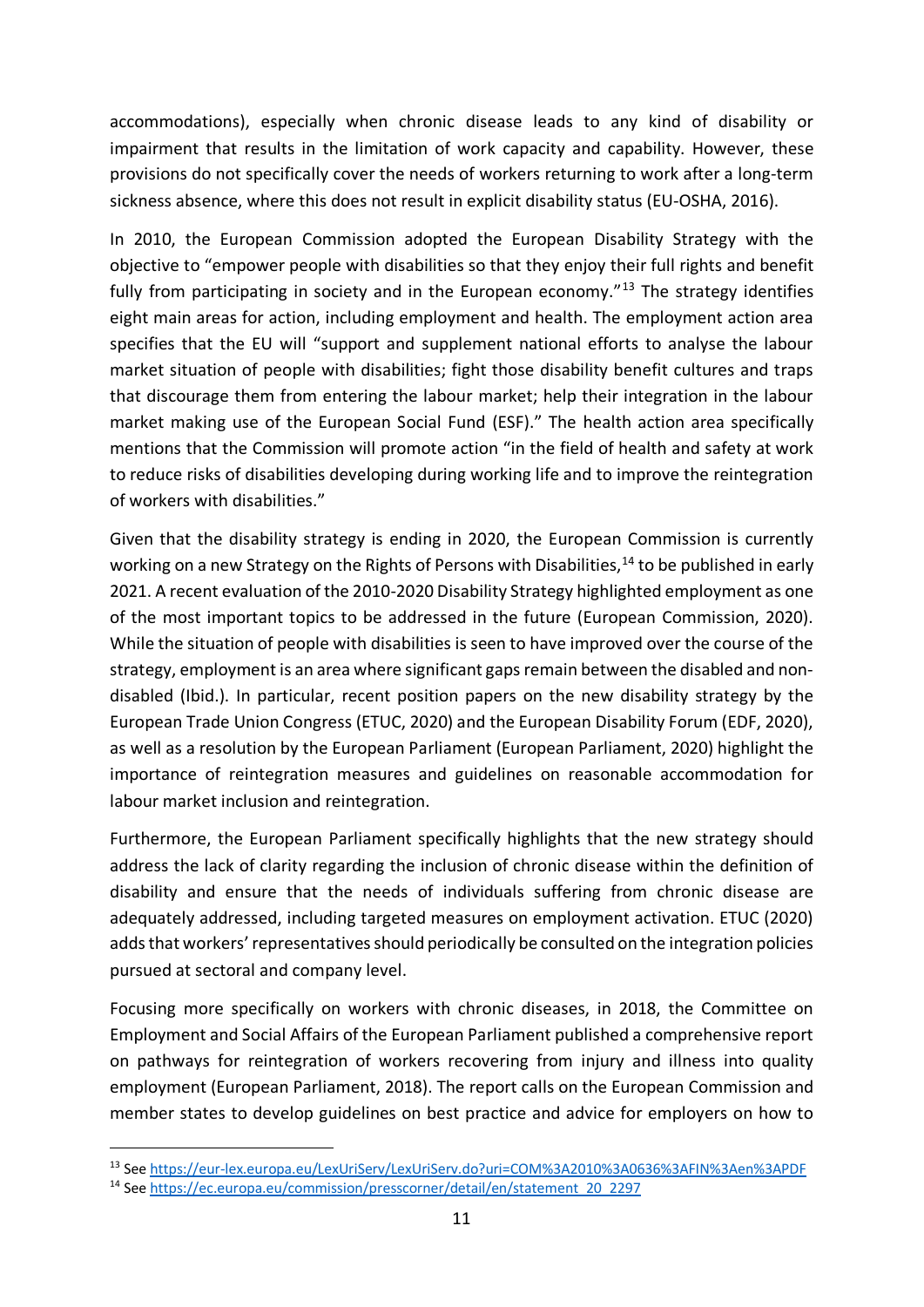accommodations), especially when chronic disease leads to any kind of disability or impairment that results in the limitation of work capacity and capability. However, these provisions do not specifically cover the needs of workers returning to work after a long-term sickness absence, where this does not result in explicit disability status (EU-OSHA, 2016).

In 2010, the European Commission adopted the European Disability Strategy with the objective to "empower people with disabilities so that they enjoy their full rights and benefit fully from participating in society and in the European economy."[13] The strategy identifies eight main areas for action, including employment and health. The employment action area specifies that the EU will "support and supplement national efforts to analyse the labour market situation of people with disabilities; fight those disability benefit cultures and traps that discourage them from entering the labour market; help their integration in the labour market making use of the European Social Fund (ESF)." The health action area specifically mentions that the Commission will promote action "in the field of health and safety at work to reduce risks of disabilities developing during working life and to improve the reintegration of workers with disabilities."

Given that the disability strategy is ending in 2020, the European Commission is currently working on a new Strategy on the Rights of Persons with Disabilities,[14] to be published in early 2021. A recent evaluation of the 2010-2020 Disability Strategy highlighted employment as one of the most important topics to be addressed in the future (European Commission, 2020). While the situation of people with disabilities is seen to have improved over the course of the strategy, employment is an area where significant gaps remain between the disabled and non-disabled (Ibid.). In particular, recent position papers on the new disability strategy by the European Trade Union Congress (ETUC, 2020) and the European Disability Forum (EDF, 2020), as well as a resolution by the European Parliament (European Parliament, 2020) highlight the importance of reintegration measures and guidelines on reasonable accommodation for labour market inclusion and reintegration.

Furthermore, the European Parliament specifically highlights that the new strategy should address the lack of clarity regarding the inclusion of chronic disease within the definition of disability and ensure that the needs of individuals suffering from chronic disease are adequately addressed, including targeted measures on employment activation. ETUC (2020) adds that workers' representatives should periodically be consulted on the integration policies pursued at sectoral and company level.

Focusing more specifically on workers with chronic diseases, in 2018, the Committee on Employment and Social Affairs of the European Parliament published a comprehensive report on pathways for reintegration of workers recovering from injury and illness into quality employment (European Parliament, 2018). The report calls on the European Commission and member states to develop guidelines on best practice and advice for employers on how to

---

[13] See https://eur-lex.europa.eu/LexUriServ/LexUriServ.do?uri=COM%3A2010%3A0636%3AFIN%3Aen%3APDF

[14] See https://ec.europa.eu/commission/presscorner/detail/en/statement_20_2297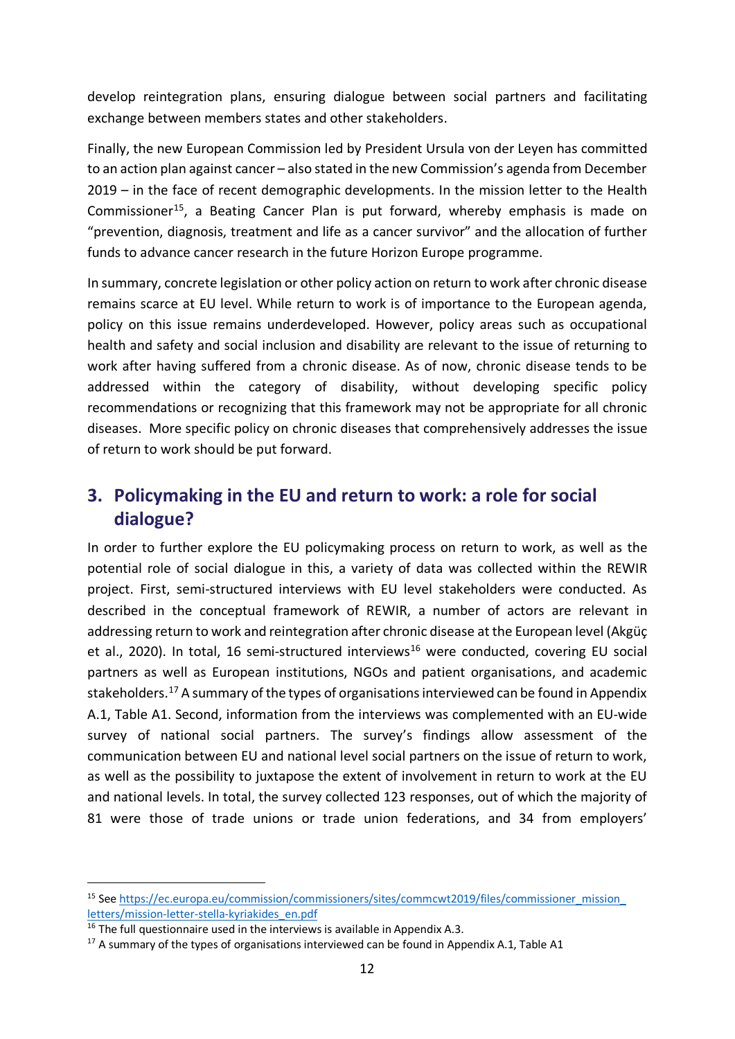develop reintegration plans, ensuring dialogue between social partners and facilitating exchange between members states and other stakeholders.

Finally, the new European Commission led by President Ursula von der Leyen has committed to an action plan against cancer – also stated in the new Commission's agenda from December 2019 – in the face of recent demographic developments. In the mission letter to the Health Commissioner[15], a Beating Cancer Plan is put forward, whereby emphasis is made on "prevention, diagnosis, treatment and life as a cancer survivor" and the allocation of further funds to advance cancer research in the future Horizon Europe programme.

In summary, concrete legislation or other policy action on return to work after chronic disease remains scarce at EU level. While return to work is of importance to the European agenda, policy on this issue remains underdeveloped. However, policy areas such as occupational health and safety and social inclusion and disability are relevant to the issue of returning to work after having suffered from a chronic disease. As of now, chronic disease tends to be addressed within the category of disability, without developing specific policy recommendations or recognizing that this framework may not be appropriate for all chronic diseases. More specific policy on chronic diseases that comprehensively addresses the issue of return to work should be put forward.

## 3. Policymaking in the EU and return to work: a role for social dialogue?

In order to further explore the EU policymaking process on return to work, as well as the potential role of social dialogue in this, a variety of data was collected within the REWIR project. First, semi-structured interviews with EU level stakeholders were conducted. As described in the conceptual framework of REWIR, a number of actors are relevant in addressing return to work and reintegration after chronic disease at the European level (Akgüç et al., 2020). In total, 16 semi-structured interviews[16] were conducted, covering EU social partners as well as European institutions, NGOs and patient organisations, and academic stakeholders.[17] A summary of the types of organisations interviewed can be found in Appendix A.1, Table A1. Second, information from the interviews was complemented with an EU-wide survey of national social partners. The survey's findings allow assessment of the communication between EU and national level social partners on the issue of return to work, as well as the possibility to juxtapose the extent of involvement in return to work at the EU and national levels. In total, the survey collected 123 responses, out of which the majority of 81 were those of trade unions or trade union federations, and 34 from employers'

---

[15] See https://ec.europa.eu/commission/commissioners/sites/commcwt2019/files/commissioner_mission_letters/mission-letter-stella-kyriakides_en.pdf

[16] The full questionnaire used in the interviews is available in Appendix A.3.

[17] A summary of the types of organisations interviewed can be found in Appendix A.1, Table A1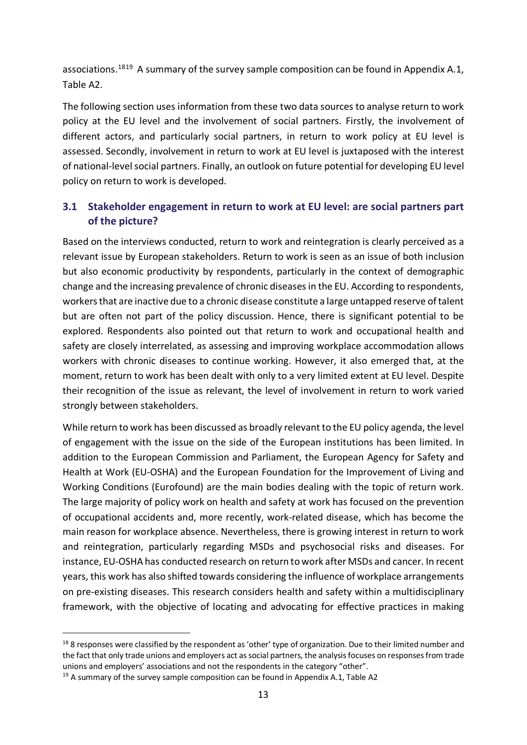associations.[18][19] A summary of the survey sample composition can be found in Appendix A.1, Table A2.

The following section uses information from these two data sources to analyse return to work policy at the EU level and the involvement of social partners. Firstly, the involvement of different actors, and particularly social partners, in return to work policy at EU level is assessed. Secondly, involvement in return to work at EU level is juxtaposed with the interest of national-level social partners. Finally, an outlook on future potential for developing EU level policy on return to work is developed.

## 3.1 Stakeholder engagement in return to work at EU level: are social partners part of the picture?

Based on the interviews conducted, return to work and reintegration is clearly perceived as a relevant issue by European stakeholders. Return to work is seen as an issue of both inclusion but also economic productivity by respondents, particularly in the context of demographic change and the increasing prevalence of chronic diseases in the EU. According to respondents, workers that are inactive due to a chronic disease constitute a large untapped reserve of talent but are often not part of the policy discussion. Hence, there is significant potential to be explored. Respondents also pointed out that return to work and occupational health and safety are closely interrelated, as assessing and improving workplace accommodation allows workers with chronic diseases to continue working. However, it also emerged that, at the moment, return to work has been dealt with only to a very limited extent at EU level. Despite their recognition of the issue as relevant, the level of involvement in return to work varied strongly between stakeholders.

While return to work has been discussed as broadly relevant to the EU policy agenda, the level of engagement with the issue on the side of the European institutions has been limited. In addition to the European Commission and Parliament, the European Agency for Safety and Health at Work (EU-OSHA) and the European Foundation for the Improvement of Living and Working Conditions (Eurofound) are the main bodies dealing with the topic of return work. The large majority of policy work on health and safety at work has focused on the prevention of occupational accidents and, more recently, work-related disease, which has become the main reason for workplace absence. Nevertheless, there is growing interest in return to work and reintegration, particularly regarding MSDs and psychosocial risks and diseases. For instance, EU-OSHA has conducted research on return to work after MSDs and cancer. In recent years, this work has also shifted towards considering the influence of workplace arrangements on pre-existing diseases. This research considers health and safety within a multidisciplinary framework, with the objective of locating and advocating for effective practices in making

[18] 8 responses were classified by the respondent as 'other' type of organization. Due to their limited number and the fact that only trade unions and employers act as social partners, the analysis focuses on responses from trade unions and employers' associations and not the respondents in the category "other".

[19] A summary of the survey sample composition can be found in Appendix A.1, Table A2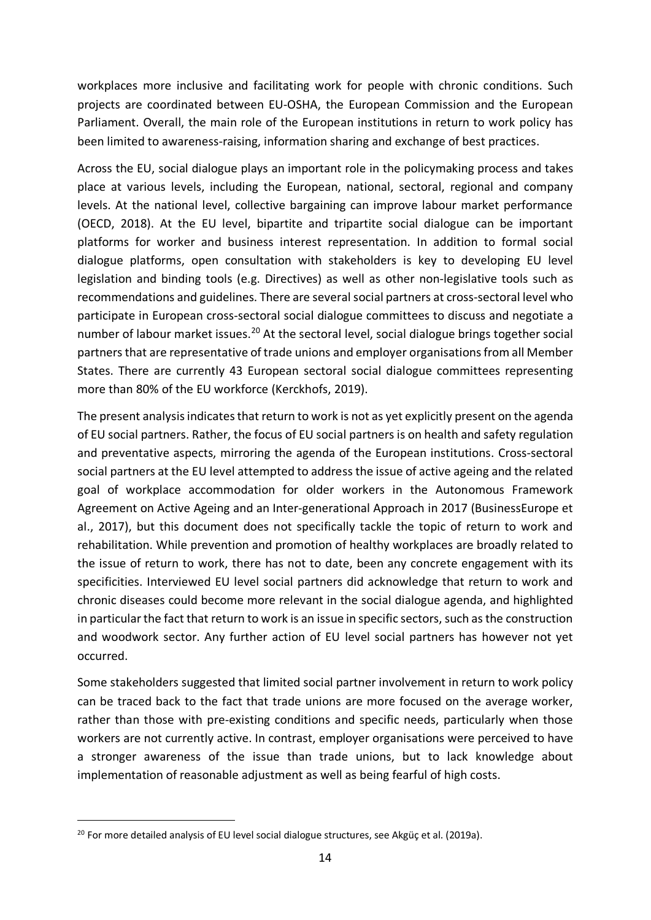workplaces more inclusive and facilitating work for people with chronic conditions. Such projects are coordinated between EU-OSHA, the European Commission and the European Parliament. Overall, the main role of the European institutions in return to work policy has been limited to awareness-raising, information sharing and exchange of best practices.

Across the EU, social dialogue plays an important role in the policymaking process and takes place at various levels, including the European, national, sectoral, regional and company levels. At the national level, collective bargaining can improve labour market performance (OECD, 2018). At the EU level, bipartite and tripartite social dialogue can be important platforms for worker and business interest representation. In addition to formal social dialogue platforms, open consultation with stakeholders is key to developing EU level legislation and binding tools (e.g. Directives) as well as other non-legislative tools such as recommendations and guidelines. There are several social partners at cross-sectoral level who participate in European cross-sectoral social dialogue committees to discuss and negotiate a number of labour market issues.[20] At the sectoral level, social dialogue brings together social partners that are representative of trade unions and employer organisations from all Member States. There are currently 43 European sectoral social dialogue committees representing more than 80% of the EU workforce (Kerckhofs, 2019).

The present analysis indicates that return to work is not as yet explicitly present on the agenda of EU social partners. Rather, the focus of EU social partners is on health and safety regulation and preventative aspects, mirroring the agenda of the European institutions. Cross-sectoral social partners at the EU level attempted to address the issue of active ageing and the related goal of workplace accommodation for older workers in the Autonomous Framework Agreement on Active Ageing and an Inter-generational Approach in 2017 (BusinessEurope et al., 2017), but this document does not specifically tackle the topic of return to work and rehabilitation. While prevention and promotion of healthy workplaces are broadly related to the issue of return to work, there has not to date, been any concrete engagement with its specificities. Interviewed EU level social partners did acknowledge that return to work and chronic diseases could become more relevant in the social dialogue agenda, and highlighted in particular the fact that return to work is an issue in specific sectors, such as the construction and woodwork sector. Any further action of EU level social partners has however not yet occurred.

Some stakeholders suggested that limited social partner involvement in return to work policy can be traced back to the fact that trade unions are more focused on the average worker, rather than those with pre-existing conditions and specific needs, particularly when those workers are not currently active. In contrast, employer organisations were perceived to have a stronger awareness of the issue than trade unions, but to lack knowledge about implementation of reasonable adjustment as well as being fearful of high costs.

[20] For more detailed analysis of EU level social dialogue structures, see Akgüç et al. (2019a).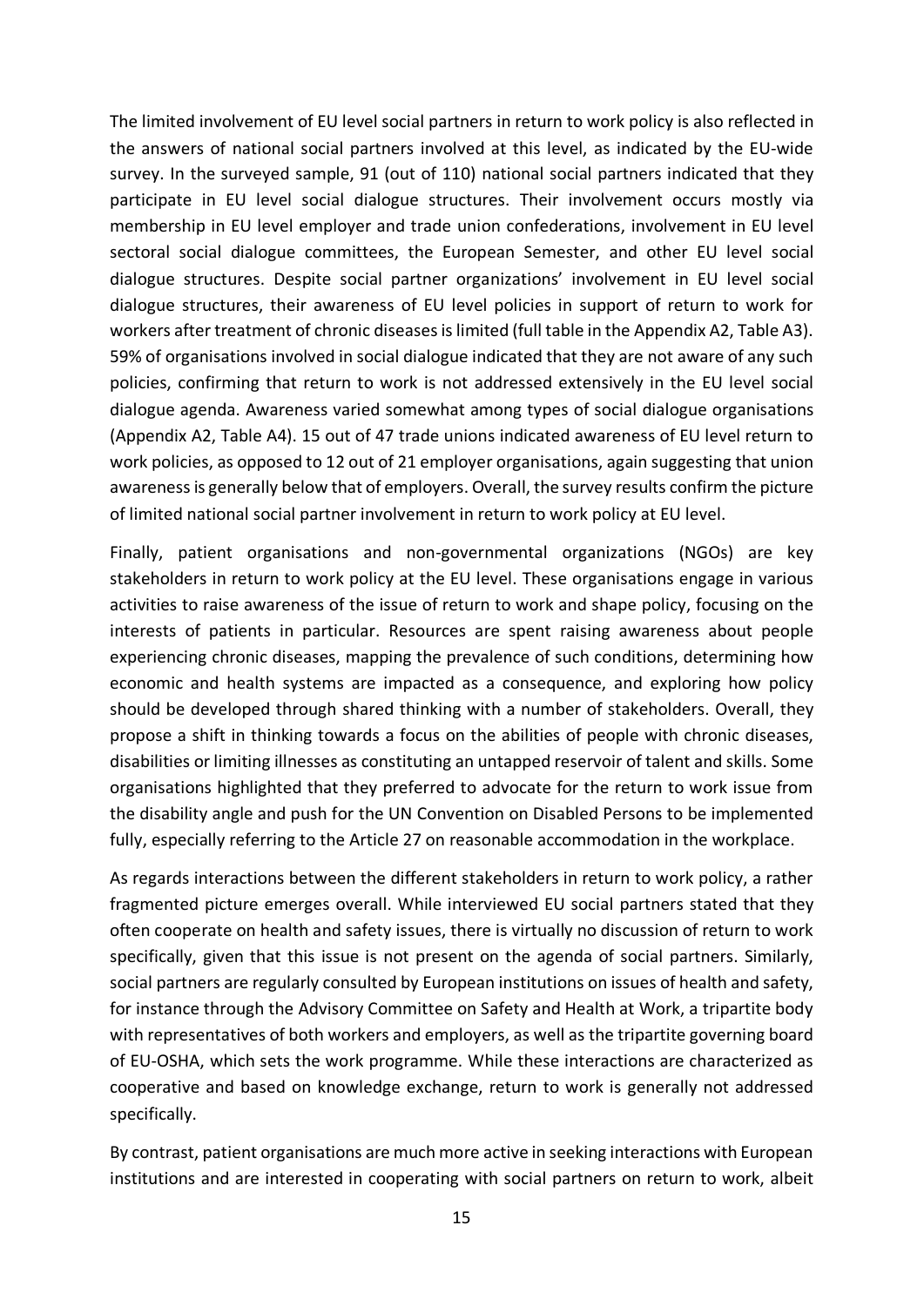The limited involvement of EU level social partners in return to work policy is also reflected in the answers of national social partners involved at this level, as indicated by the EU-wide survey. In the surveyed sample, 91 (out of 110) national social partners indicated that they participate in EU level social dialogue structures. Their involvement occurs mostly via membership in EU level employer and trade union confederations, involvement in EU level sectoral social dialogue committees, the European Semester, and other EU level social dialogue structures. Despite social partner organizations' involvement in EU level social dialogue structures, their awareness of EU level policies in support of return to work for workers after treatment of chronic diseases is limited (full table in the Appendix A2, Table A3). 59% of organisations involved in social dialogue indicated that they are not aware of any such policies, confirming that return to work is not addressed extensively in the EU level social dialogue agenda. Awareness varied somewhat among types of social dialogue organisations (Appendix A2, Table A4). 15 out of 47 trade unions indicated awareness of EU level return to work policies, as opposed to 12 out of 21 employer organisations, again suggesting that union awareness is generally below that of employers. Overall, the survey results confirm the picture of limited national social partner involvement in return to work policy at EU level.

Finally, patient organisations and non-governmental organizations (NGOs) are key stakeholders in return to work policy at the EU level. These organisations engage in various activities to raise awareness of the issue of return to work and shape policy, focusing on the interests of patients in particular. Resources are spent raising awareness about people experiencing chronic diseases, mapping the prevalence of such conditions, determining how economic and health systems are impacted as a consequence, and exploring how policy should be developed through shared thinking with a number of stakeholders. Overall, they propose a shift in thinking towards a focus on the abilities of people with chronic diseases, disabilities or limiting illnesses as constituting an untapped reservoir of talent and skills. Some organisations highlighted that they preferred to advocate for the return to work issue from the disability angle and push for the UN Convention on Disabled Persons to be implemented fully, especially referring to the Article 27 on reasonable accommodation in the workplace.

As regards interactions between the different stakeholders in return to work policy, a rather fragmented picture emerges overall. While interviewed EU social partners stated that they often cooperate on health and safety issues, there is virtually no discussion of return to work specifically, given that this issue is not present on the agenda of social partners. Similarly, social partners are regularly consulted by European institutions on issues of health and safety, for instance through the Advisory Committee on Safety and Health at Work, a tripartite body with representatives of both workers and employers, as well as the tripartite governing board of EU-OSHA, which sets the work programme. While these interactions are characterized as cooperative and based on knowledge exchange, return to work is generally not addressed specifically.

By contrast, patient organisations are much more active in seeking interactions with European institutions and are interested in cooperating with social partners on return to work, albeit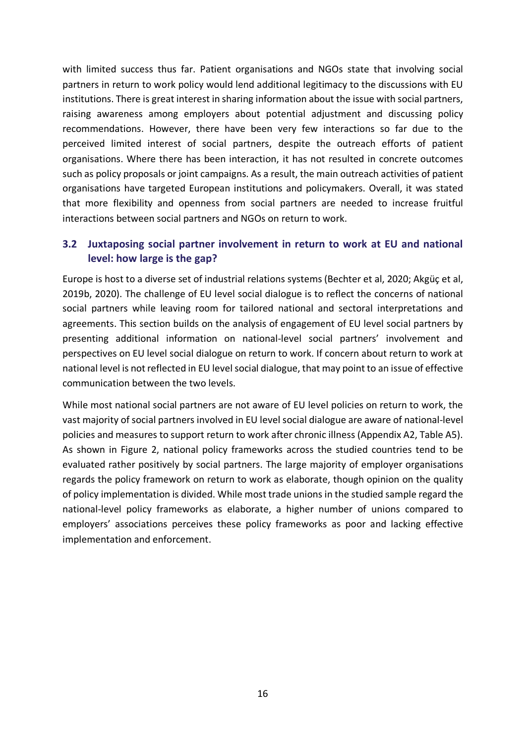with limited success thus far. Patient organisations and NGOs state that involving social partners in return to work policy would lend additional legitimacy to the discussions with EU institutions. There is great interest in sharing information about the issue with social partners, raising awareness among employers about potential adjustment and discussing policy recommendations. However, there have been very few interactions so far due to the perceived limited interest of social partners, despite the outreach efforts of patient organisations. Where there has been interaction, it has not resulted in concrete outcomes such as policy proposals or joint campaigns. As a result, the main outreach activities of patient organisations have targeted European institutions and policymakers. Overall, it was stated that more flexibility and openness from social partners are needed to increase fruitful interactions between social partners and NGOs on return to work.

## 3.2 Juxtaposing social partner involvement in return to work at EU and national level: how large is the gap?

Europe is host to a diverse set of industrial relations systems (Bechter et al, 2020; Akgüç et al, 2019b, 2020). The challenge of EU level social dialogue is to reflect the concerns of national social partners while leaving room for tailored national and sectoral interpretations and agreements. This section builds on the analysis of engagement of EU level social partners by presenting additional information on national-level social partners' involvement and perspectives on EU level social dialogue on return to work. If concern about return to work at national level is not reflected in EU level social dialogue, that may point to an issue of effective communication between the two levels.

While most national social partners are not aware of EU level policies on return to work, the vast majority of social partners involved in EU level social dialogue are aware of national-level policies and measures to support return to work after chronic illness (Appendix A2, Table A5). As shown in Figure 2, national policy frameworks across the studied countries tend to be evaluated rather positively by social partners. The large majority of employer organisations regards the policy framework on return to work as elaborate, though opinion on the quality of policy implementation is divided. While most trade unions in the studied sample regard the national-level policy frameworks as elaborate, a higher number of unions compared to employers' associations perceives these policy frameworks as poor and lacking effective implementation and enforcement.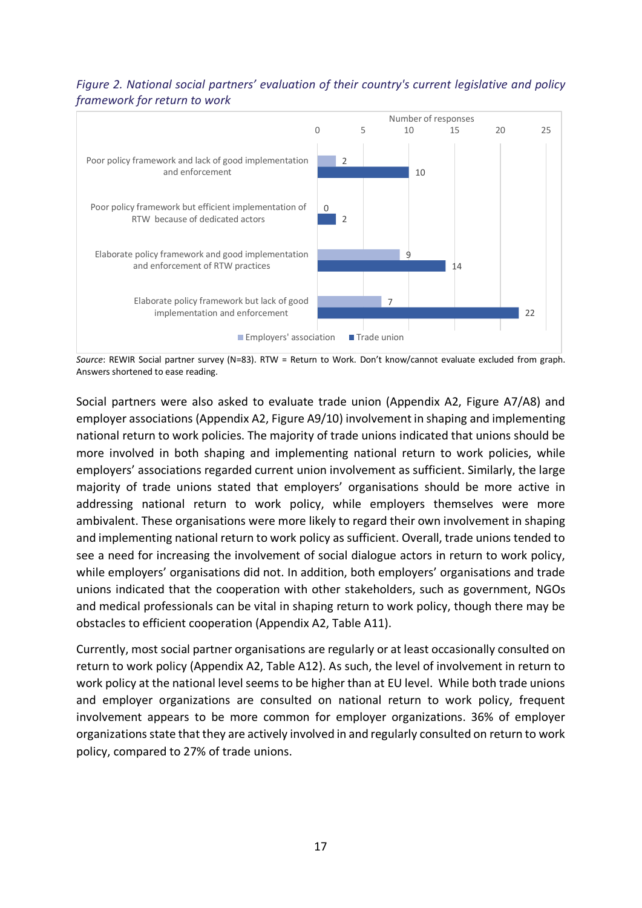*Figure 2. National social partners' evaluation of their country's current legislative and policy framework for return to work*

| | Employers' association | Trade union |
|---|---|---|
| Poor policy framework and lack of good implementation and enforcement | 2 | 10 |
| Poor policy framework but efficient implementation of RTW because of dedicated actors | 0 | 2 |
| Elaborate policy framework and good implementation and enforcement of RTW practices | 9 | 14 |
| Elaborate policy framework but lack of good implementation and enforcement | 7 | 22 |

*Source*: REWIR Social partner survey (N=83). RTW = Return to Work. Don't know/cannot evaluate excluded from graph. Answers shortened to ease reading.

Social partners were also asked to evaluate trade union (Appendix A2, Figure A7/A8) and employer associations (Appendix A2, Figure A9/10) involvement in shaping and implementing national return to work policies. The majority of trade unions indicated that unions should be more involved in both shaping and implementing national return to work policies, while employers' associations regarded current union involvement as sufficient. Similarly, the large majority of trade unions stated that employers' organisations should be more active in addressing national return to work policy, while employers themselves were more ambivalent. These organisations were more likely to regard their own involvement in shaping and implementing national return to work policy as sufficient. Overall, trade unions tended to see a need for increasing the involvement of social dialogue actors in return to work policy, while employers' organisations did not. In addition, both employers' organisations and trade unions indicated that the cooperation with other stakeholders, such as government, NGOs and medical professionals can be vital in shaping return to work policy, though there may be obstacles to efficient cooperation (Appendix A2, Table A11).

Currently, most social partner organisations are regularly or at least occasionally consulted on return to work policy (Appendix A2, Table A12). As such, the level of involvement in return to work policy at the national level seems to be higher than at EU level. While both trade unions and employer organizations are consulted on national return to work policy, frequent involvement appears to be more common for employer organizations. 36% of employer organizations state that they are actively involved in and regularly consulted on return to work policy, compared to 27% of trade unions.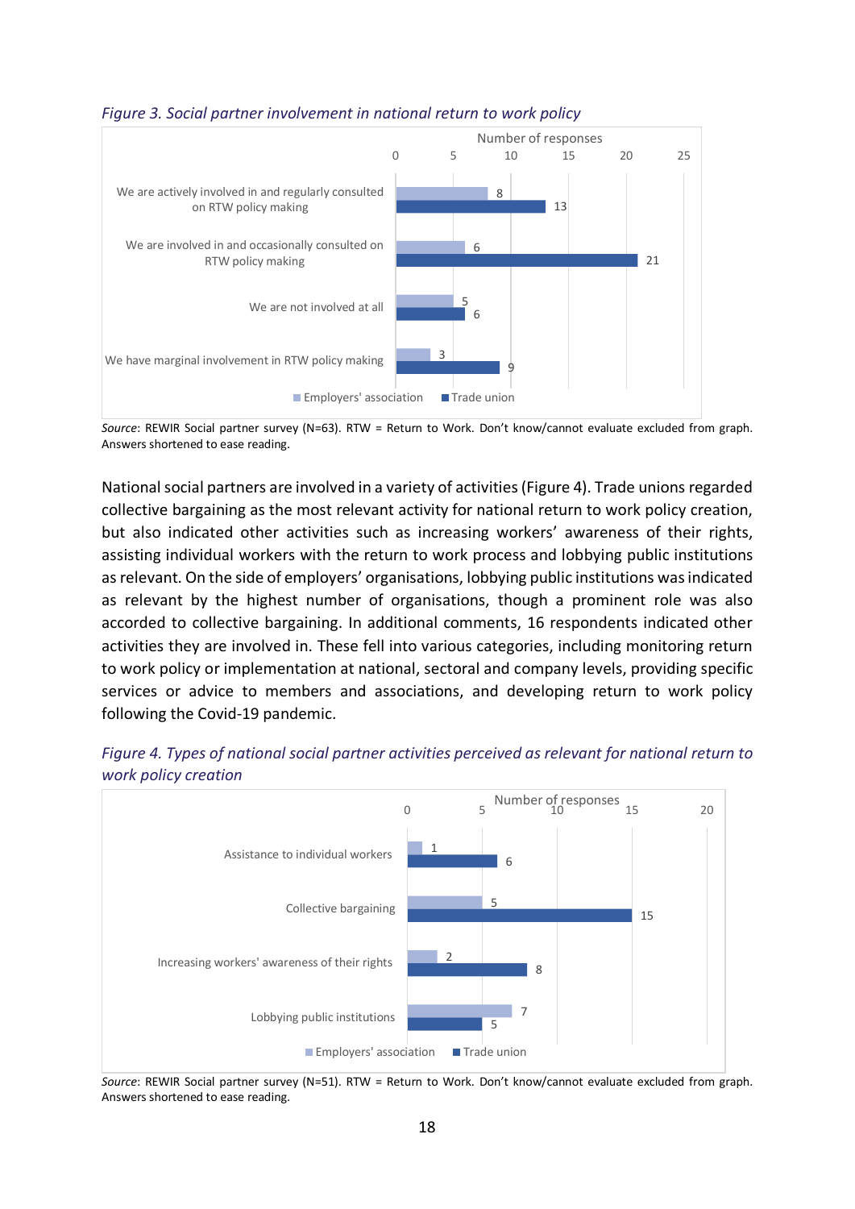*Figure 3. Social partner involvement in national return to work policy*

| | Employers' association | Trade union |
|---|---|---|
| We are actively involved in and regularly consulted on RTW policy making | 8 | 13 |
| We are involved in and occasionally consulted on RTW policy making | 6 | 21 |
| We are not involved at all | 5 | 6 |
| We have marginal involvement in RTW policy making | 3 | 9 |

*Source*: REWIR Social partner survey (N=63). RTW = Return to Work. Don't know/cannot evaluate excluded from graph. Answers shortened to ease reading.

National social partners are involved in a variety of activities (Figure 4). Trade unions regarded collective bargaining as the most relevant activity for national return to work policy creation, but also indicated other activities such as increasing workers' awareness of their rights, assisting individual workers with the return to work process and lobbying public institutions as relevant. On the side of employers' organisations, lobbying public institutions was indicated as relevant by the highest number of organisations, though a prominent role was also accorded to collective bargaining. In additional comments, 16 respondents indicated other activities they are involved in. These fell into various categories, including monitoring return to work policy or implementation at national, sectoral and company levels, providing specific services or advice to members and associations, and developing return to work policy following the Covid-19 pandemic.

*Figure 4. Types of national social partner activities perceived as relevant for national return to work policy creation*

| | Employers' association | Trade union |
|---|---|---|
| Assistance to individual workers | 1 | 6 |
| Collective bargaining | 5 | 15 |
| Increasing workers' awareness of their rights | 2 | 8 |
| Lobbying public institutions | 7 | 5 |

*Source*: REWIR Social partner survey (N=51). RTW = Return to Work. Don't know/cannot evaluate excluded from graph. Answers shortened to ease reading.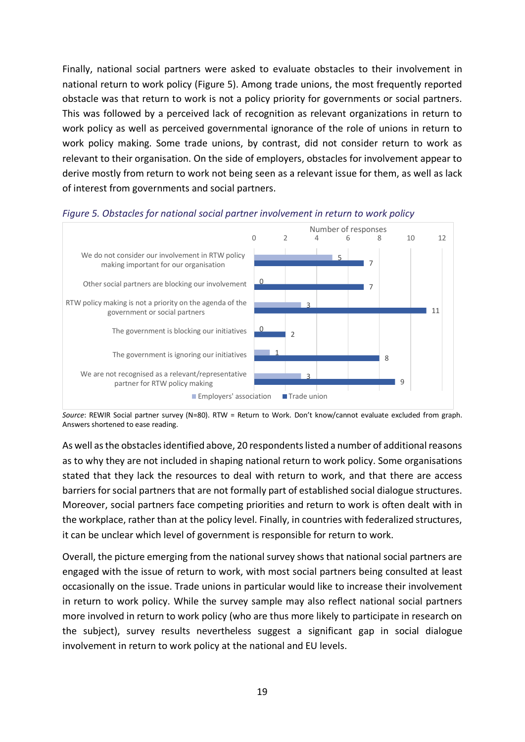Finally, national social partners were asked to evaluate obstacles to their involvement in national return to work policy (Figure 5). Among trade unions, the most frequently reported obstacle was that return to work is not a policy priority for governments or social partners. This was followed by a perceived lack of recognition as relevant organizations in return to work policy as well as perceived governmental ignorance of the role of unions in return to work policy making. Some trade unions, by contrast, did not consider return to work as relevant to their organisation. On the side of employers, obstacles for involvement appear to derive mostly from return to work not being seen as a relevant issue for them, as well as lack of interest from governments and social partners.

*Figure 5. Obstacles for national social partner involvement in return to work policy*

| Obstacle | Employers' association | Trade union |
|---|---|---|
| We do not consider our involvement in RTW policy making important for our organisation | 5 | 7 |
| Other social partners are blocking our involvement | 0 | 7 |
| RTW policy making is not a priority on the agenda of the government or social partners | 3 | 11 |
| The government is blocking our initiatives | 0 | 2 |
| The government is ignoring our initiatives | 1 | 8 |
| We are not recognised as a relevant/representative partner for RTW policy making | 3 | 9 |

*Source*: REWIR Social partner survey (N=80). RTW = Return to Work. Don't know/cannot evaluate excluded from graph. Answers shortened to ease reading.

As well as the obstacles identified above, 20 respondents listed a number of additional reasons as to why they are not included in shaping national return to work policy. Some organisations stated that they lack the resources to deal with return to work, and that there are access barriers for social partners that are not formally part of established social dialogue structures. Moreover, social partners face competing priorities and return to work is often dealt with in the workplace, rather than at the policy level. Finally, in countries with federalized structures, it can be unclear which level of government is responsible for return to work.

Overall, the picture emerging from the national survey shows that national social partners are engaged with the issue of return to work, with most social partners being consulted at least occasionally on the issue. Trade unions in particular would like to increase their involvement in return to work policy. While the survey sample may also reflect national social partners more involved in return to work policy (who are thus more likely to participate in research on the subject), survey results nevertheless suggest a significant gap in social dialogue involvement in return to work policy at the national and EU levels.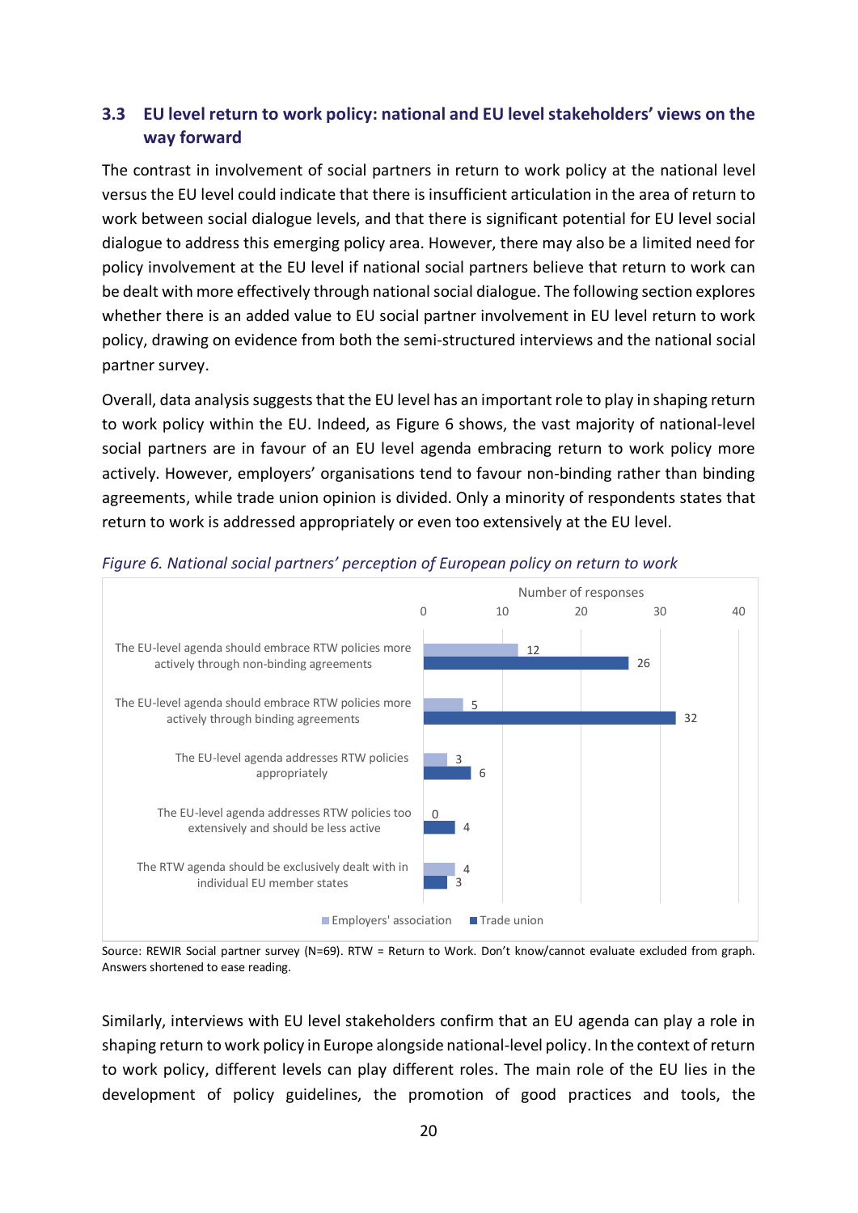## 3.3 EU level return to work policy: national and EU level stakeholders' views on the way forward

The contrast in involvement of social partners in return to work policy at the national level versus the EU level could indicate that there is insufficient articulation in the area of return to work between social dialogue levels, and that there is significant potential for EU level social dialogue to address this emerging policy area. However, there may also be a limited need for policy involvement at the EU level if national social partners believe that return to work can be dealt with more effectively through national social dialogue. The following section explores whether there is an added value to EU social partner involvement in EU level return to work policy, drawing on evidence from both the semi-structured interviews and the national social partner survey.

Overall, data analysis suggests that the EU level has an important role to play in shaping return to work policy within the EU. Indeed, as Figure 6 shows, the vast majority of national-level social partners are in favour of an EU level agenda embracing return to work policy more actively. However, employers' organisations tend to favour non-binding rather than binding agreements, while trade union opinion is divided. Only a minority of respondents states that return to work is addressed appropriately or even too extensively at the EU level.

*Figure 6. National social partners' perception of European policy on return to work*

| Number of responses | Employers' association | Trade union |
|---|---|---|
| The EU-level agenda should embrace RTW policies more actively through non-binding agreements | 12 | 26 |
| The EU-level agenda should embrace RTW policies more actively through binding agreements | 5 | 32 |
| The EU-level agenda addresses RTW policies appropriately | 3 | 6 |
| The EU-level agenda addresses RTW policies too extensively and should be less active | 0 | 4 |
| The RTW agenda should be exclusively dealt with in individual EU member states | 4 | 3 |

Source: REWIR Social partner survey (N=69). RTW = Return to Work. Don't know/cannot evaluate excluded from graph. Answers shortened to ease reading.

Similarly, interviews with EU level stakeholders confirm that an EU agenda can play a role in shaping return to work policy in Europe alongside national-level policy. In the context of return to work policy, different levels can play different roles. The main role of the EU lies in the development of policy guidelines, the promotion of good practices and tools, the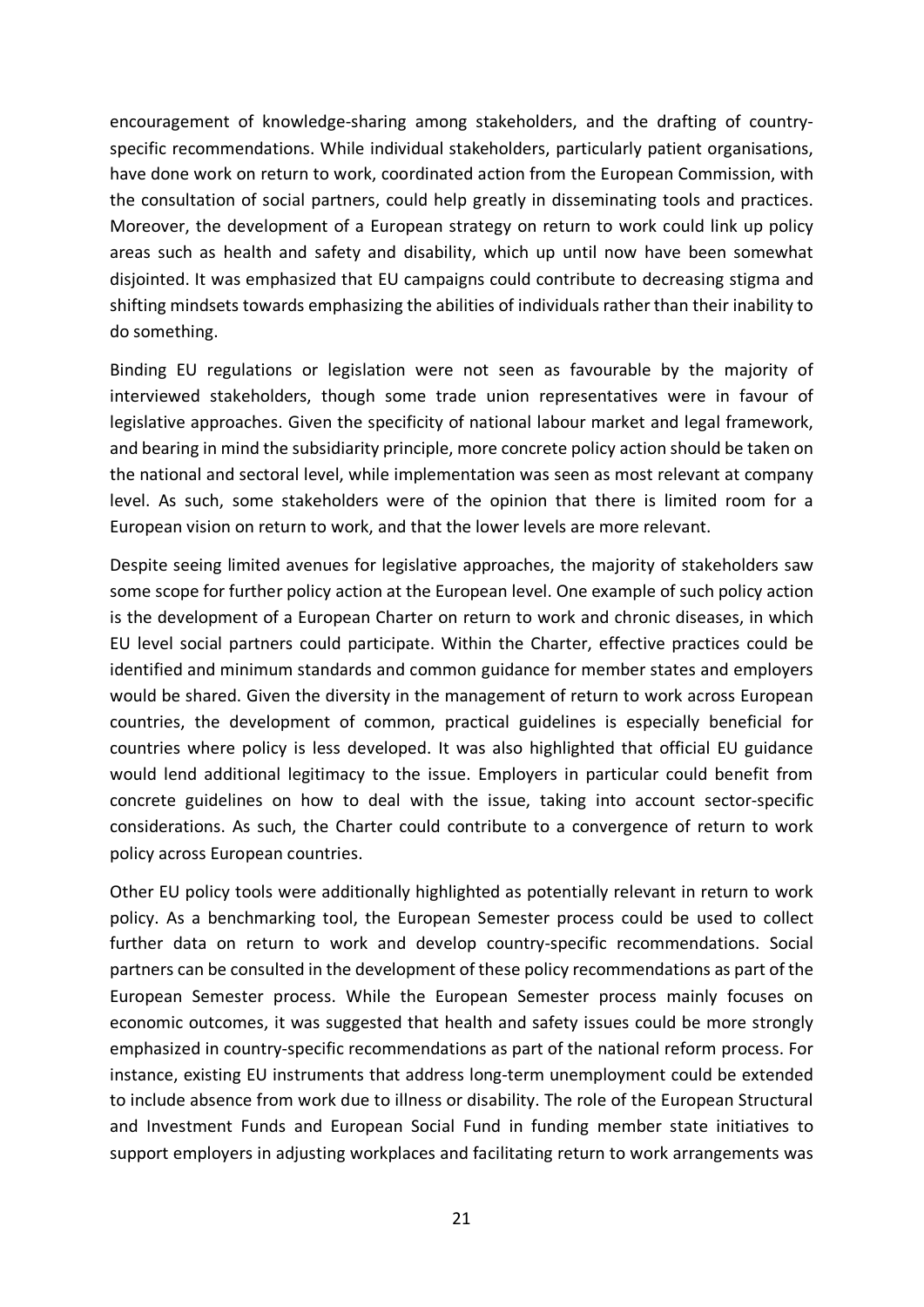encouragement of knowledge-sharing among stakeholders, and the drafting of country-specific recommendations. While individual stakeholders, particularly patient organisations, have done work on return to work, coordinated action from the European Commission, with the consultation of social partners, could help greatly in disseminating tools and practices. Moreover, the development of a European strategy on return to work could link up policy areas such as health and safety and disability, which up until now have been somewhat disjointed. It was emphasized that EU campaigns could contribute to decreasing stigma and shifting mindsets towards emphasizing the abilities of individuals rather than their inability to do something.

Binding EU regulations or legislation were not seen as favourable by the majority of interviewed stakeholders, though some trade union representatives were in favour of legislative approaches. Given the specificity of national labour market and legal framework, and bearing in mind the subsidiarity principle, more concrete policy action should be taken on the national and sectoral level, while implementation was seen as most relevant at company level. As such, some stakeholders were of the opinion that there is limited room for a European vision on return to work, and that the lower levels are more relevant.

Despite seeing limited avenues for legislative approaches, the majority of stakeholders saw some scope for further policy action at the European level. One example of such policy action is the development of a European Charter on return to work and chronic diseases, in which EU level social partners could participate. Within the Charter, effective practices could be identified and minimum standards and common guidance for member states and employers would be shared. Given the diversity in the management of return to work across European countries, the development of common, practical guidelines is especially beneficial for countries where policy is less developed. It was also highlighted that official EU guidance would lend additional legitimacy to the issue. Employers in particular could benefit from concrete guidelines on how to deal with the issue, taking into account sector-specific considerations. As such, the Charter could contribute to a convergence of return to work policy across European countries.

Other EU policy tools were additionally highlighted as potentially relevant in return to work policy. As a benchmarking tool, the European Semester process could be used to collect further data on return to work and develop country-specific recommendations. Social partners can be consulted in the development of these policy recommendations as part of the European Semester process. While the European Semester process mainly focuses on economic outcomes, it was suggested that health and safety issues could be more strongly emphasized in country-specific recommendations as part of the national reform process. For instance, existing EU instruments that address long-term unemployment could be extended to include absence from work due to illness or disability. The role of the European Structural and Investment Funds and European Social Fund in funding member state initiatives to support employers in adjusting workplaces and facilitating return to work arrangements was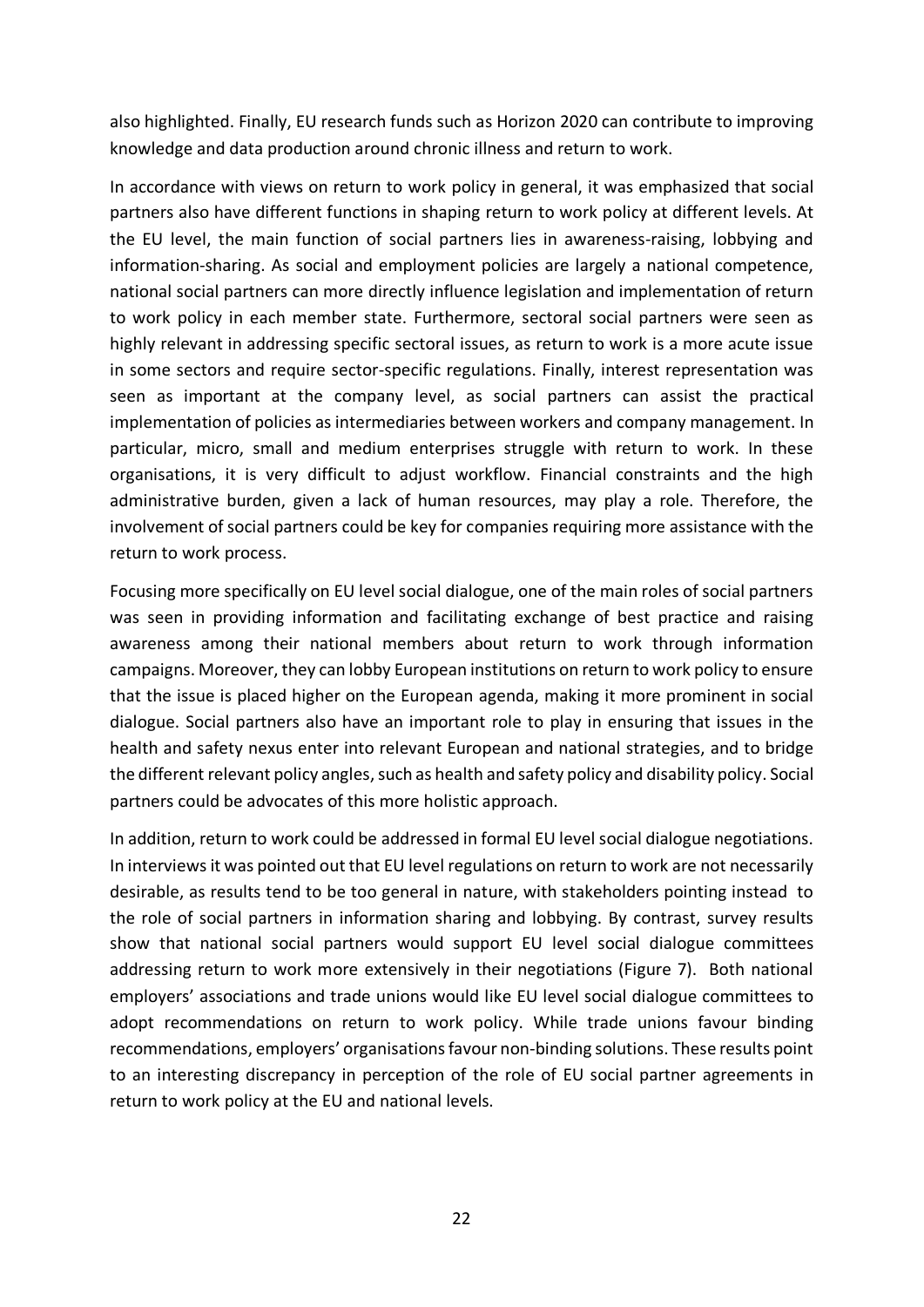also highlighted. Finally, EU research funds such as Horizon 2020 can contribute to improving knowledge and data production around chronic illness and return to work.

In accordance with views on return to work policy in general, it was emphasized that social partners also have different functions in shaping return to work policy at different levels. At the EU level, the main function of social partners lies in awareness-raising, lobbying and information-sharing. As social and employment policies are largely a national competence, national social partners can more directly influence legislation and implementation of return to work policy in each member state. Furthermore, sectoral social partners were seen as highly relevant in addressing specific sectoral issues, as return to work is a more acute issue in some sectors and require sector-specific regulations. Finally, interest representation was seen as important at the company level, as social partners can assist the practical implementation of policies as intermediaries between workers and company management. In particular, micro, small and medium enterprises struggle with return to work. In these organisations, it is very difficult to adjust workflow. Financial constraints and the high administrative burden, given a lack of human resources, may play a role. Therefore, the involvement of social partners could be key for companies requiring more assistance with the return to work process.

Focusing more specifically on EU level social dialogue, one of the main roles of social partners was seen in providing information and facilitating exchange of best practice and raising awareness among their national members about return to work through information campaigns. Moreover, they can lobby European institutions on return to work policy to ensure that the issue is placed higher on the European agenda, making it more prominent in social dialogue. Social partners also have an important role to play in ensuring that issues in the health and safety nexus enter into relevant European and national strategies, and to bridge the different relevant policy angles, such as health and safety policy and disability policy. Social partners could be advocates of this more holistic approach.

In addition, return to work could be addressed in formal EU level social dialogue negotiations. In interviews it was pointed out that EU level regulations on return to work are not necessarily desirable, as results tend to be too general in nature, with stakeholders pointing instead to the role of social partners in information sharing and lobbying. By contrast, survey results show that national social partners would support EU level social dialogue committees addressing return to work more extensively in their negotiations (Figure 7). Both national employers' associations and trade unions would like EU level social dialogue committees to adopt recommendations on return to work policy. While trade unions favour binding recommendations, employers' organisations favour non-binding solutions. These results point to an interesting discrepancy in perception of the role of EU social partner agreements in return to work policy at the EU and national levels.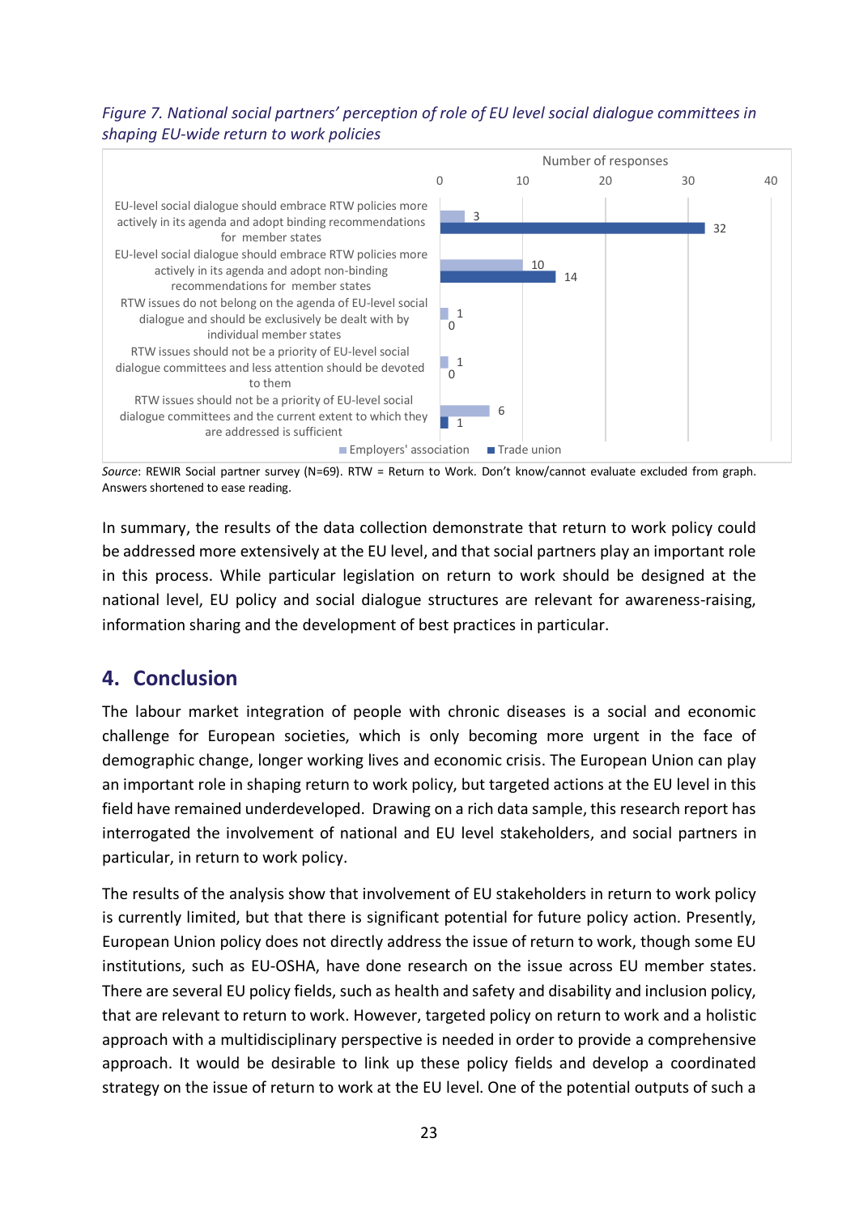*Figure 7. National social partners' perception of role of EU level social dialogue committees in shaping EU-wide return to work policies*

| Statement | Employers' association | Trade union |
|---|---|---|
| EU-level social dialogue should embrace RTW policies more actively in its agenda and adopt binding recommendations for member states | 3 | 32 |
| EU-level social dialogue should embrace RTW policies more actively in its agenda and adopt non-binding recommendations for member states | 10 | 14 |
| RTW issues do not belong on the agenda of EU-level social dialogue and should be exclusively be dealt with by individual member states | 1 | 0 |
| RTW issues should not be a priority of EU-level social dialogue committees and less attention should be devoted to them | 1 | 0 |
| RTW issues should not be a priority of EU-level social dialogue committees and the current extent to which they are addressed is sufficient | 6 | 1 |

*Source*: REWIR Social partner survey (N=69). RTW = Return to Work. Don't know/cannot evaluate excluded from graph. Answers shortened to ease reading.

In summary, the results of the data collection demonstrate that return to work policy could be addressed more extensively at the EU level, and that social partners play an important role in this process. While particular legislation on return to work should be designed at the national level, EU policy and social dialogue structures are relevant for awareness-raising, information sharing and the development of best practices in particular.

## 4. Conclusion

The labour market integration of people with chronic diseases is a social and economic challenge for European societies, which is only becoming more urgent in the face of demographic change, longer working lives and economic crisis. The European Union can play an important role in shaping return to work policy, but targeted actions at the EU level in this field have remained underdeveloped. Drawing on a rich data sample, this research report has interrogated the involvement of national and EU level stakeholders, and social partners in particular, in return to work policy.

The results of the analysis show that involvement of EU stakeholders in return to work policy is currently limited, but that there is significant potential for future policy action. Presently, European Union policy does not directly address the issue of return to work, though some EU institutions, such as EU-OSHA, have done research on the issue across EU member states. There are several EU policy fields, such as health and safety and disability and inclusion policy, that are relevant to return to work. However, targeted policy on return to work and a holistic approach with a multidisciplinary perspective is needed in order to provide a comprehensive approach. It would be desirable to link up these policy fields and develop a coordinated strategy on the issue of return to work at the EU level. One of the potential outputs of such a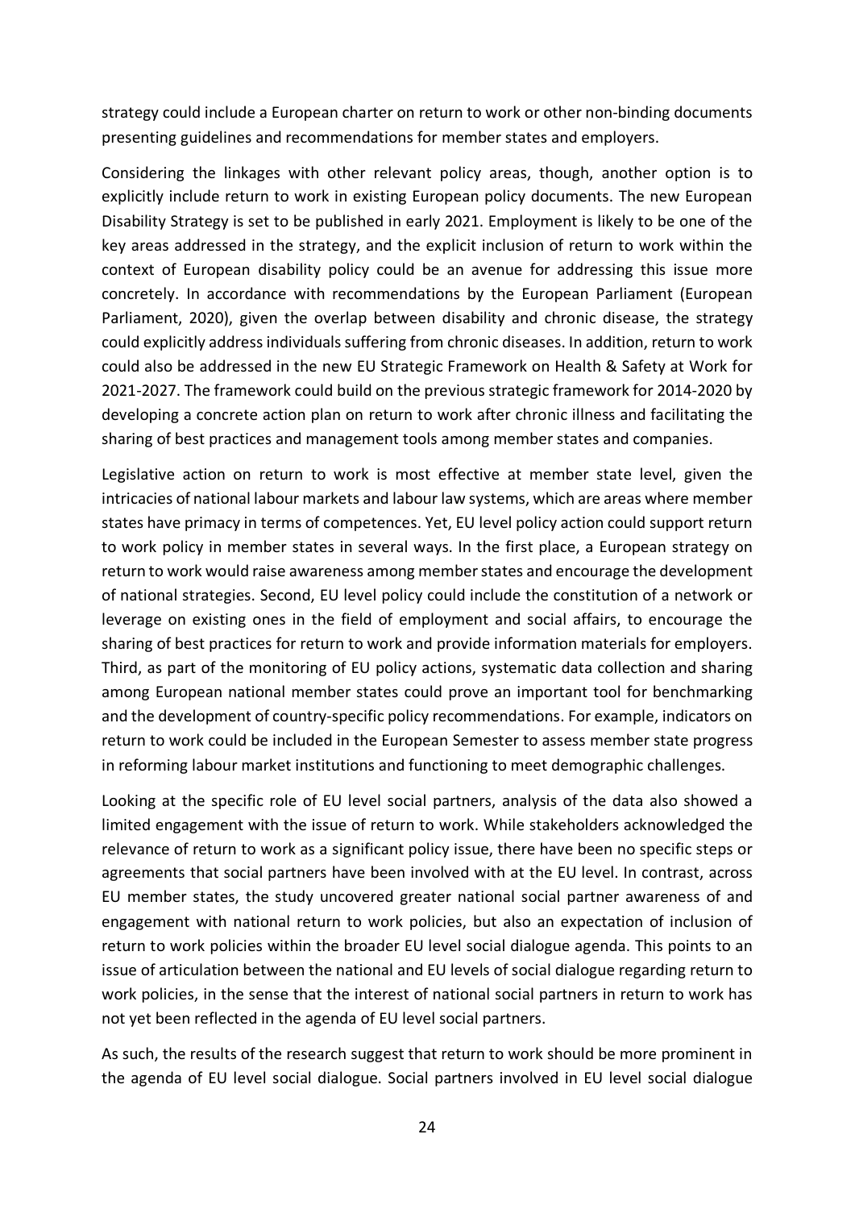strategy could include a European charter on return to work or other non-binding documents presenting guidelines and recommendations for member states and employers.

Considering the linkages with other relevant policy areas, though, another option is to explicitly include return to work in existing European policy documents. The new European Disability Strategy is set to be published in early 2021. Employment is likely to be one of the key areas addressed in the strategy, and the explicit inclusion of return to work within the context of European disability policy could be an avenue for addressing this issue more concretely. In accordance with recommendations by the European Parliament (European Parliament, 2020), given the overlap between disability and chronic disease, the strategy could explicitly address individuals suffering from chronic diseases. In addition, return to work could also be addressed in the new EU Strategic Framework on Health & Safety at Work for 2021-2027. The framework could build on the previous strategic framework for 2014-2020 by developing a concrete action plan on return to work after chronic illness and facilitating the sharing of best practices and management tools among member states and companies.

Legislative action on return to work is most effective at member state level, given the intricacies of national labour markets and labour law systems, which are areas where member states have primacy in terms of competences. Yet, EU level policy action could support return to work policy in member states in several ways. In the first place, a European strategy on return to work would raise awareness among member states and encourage the development of national strategies. Second, EU level policy could include the constitution of a network or leverage on existing ones in the field of employment and social affairs, to encourage the sharing of best practices for return to work and provide information materials for employers. Third, as part of the monitoring of EU policy actions, systematic data collection and sharing among European national member states could prove an important tool for benchmarking and the development of country-specific policy recommendations. For example, indicators on return to work could be included in the European Semester to assess member state progress in reforming labour market institutions and functioning to meet demographic challenges.

Looking at the specific role of EU level social partners, analysis of the data also showed a limited engagement with the issue of return to work. While stakeholders acknowledged the relevance of return to work as a significant policy issue, there have been no specific steps or agreements that social partners have been involved with at the EU level. In contrast, across EU member states, the study uncovered greater national social partner awareness of and engagement with national return to work policies, but also an expectation of inclusion of return to work policies within the broader EU level social dialogue agenda. This points to an issue of articulation between the national and EU levels of social dialogue regarding return to work policies, in the sense that the interest of national social partners in return to work has not yet been reflected in the agenda of EU level social partners.

As such, the results of the research suggest that return to work should be more prominent in the agenda of EU level social dialogue. Social partners involved in EU level social dialogue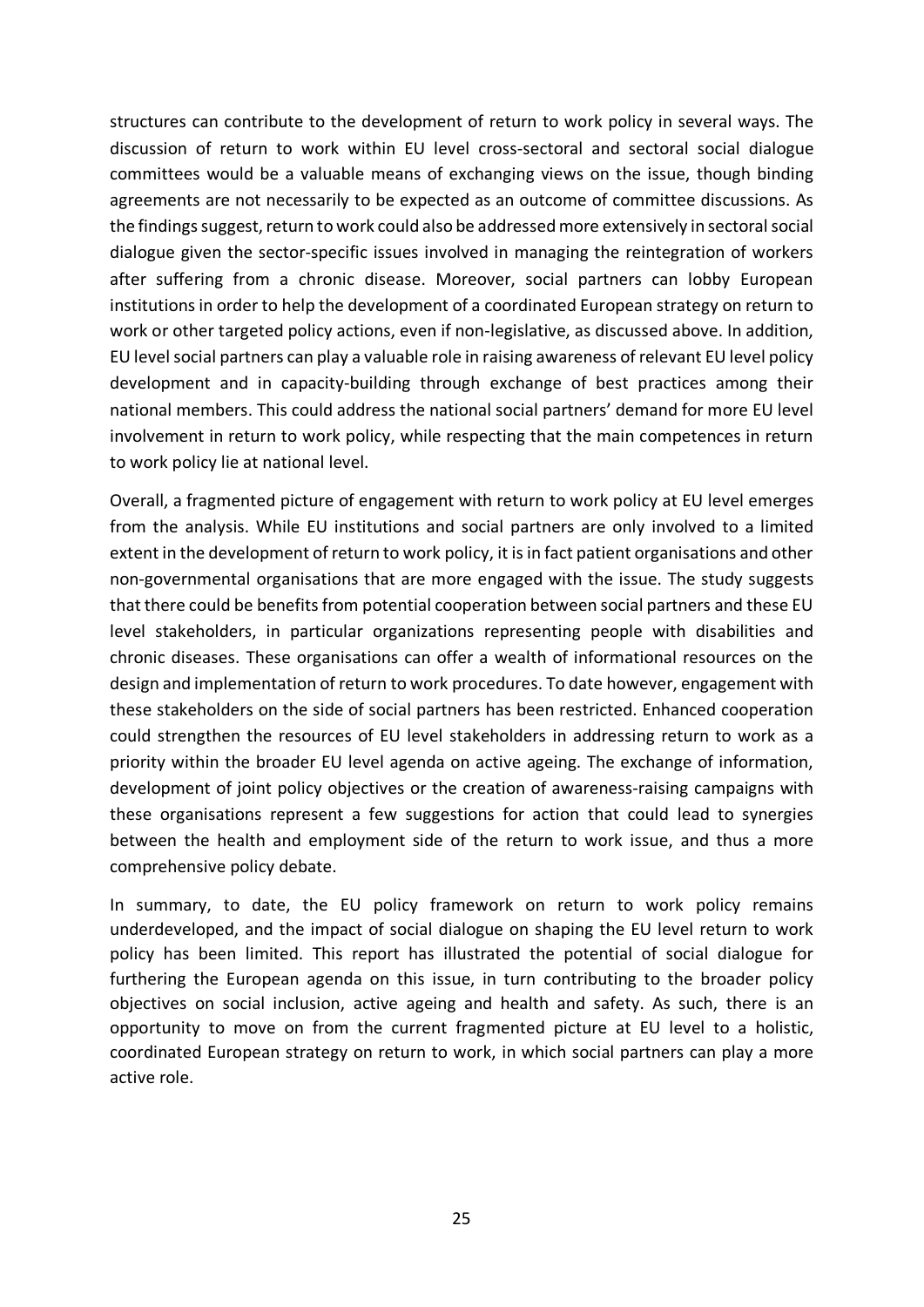structures can contribute to the development of return to work policy in several ways. The discussion of return to work within EU level cross-sectoral and sectoral social dialogue committees would be a valuable means of exchanging views on the issue, though binding agreements are not necessarily to be expected as an outcome of committee discussions. As the findings suggest, return to work could also be addressed more extensively in sectoral social dialogue given the sector-specific issues involved in managing the reintegration of workers after suffering from a chronic disease. Moreover, social partners can lobby European institutions in order to help the development of a coordinated European strategy on return to work or other targeted policy actions, even if non-legislative, as discussed above. In addition, EU level social partners can play a valuable role in raising awareness of relevant EU level policy development and in capacity-building through exchange of best practices among their national members. This could address the national social partners' demand for more EU level involvement in return to work policy, while respecting that the main competences in return to work policy lie at national level.

Overall, a fragmented picture of engagement with return to work policy at EU level emerges from the analysis. While EU institutions and social partners are only involved to a limited extent in the development of return to work policy, it is in fact patient organisations and other non-governmental organisations that are more engaged with the issue. The study suggests that there could be benefits from potential cooperation between social partners and these EU level stakeholders, in particular organizations representing people with disabilities and chronic diseases. These organisations can offer a wealth of informational resources on the design and implementation of return to work procedures. To date however, engagement with these stakeholders on the side of social partners has been restricted. Enhanced cooperation could strengthen the resources of EU level stakeholders in addressing return to work as a priority within the broader EU level agenda on active ageing. The exchange of information, development of joint policy objectives or the creation of awareness-raising campaigns with these organisations represent a few suggestions for action that could lead to synergies between the health and employment side of the return to work issue, and thus a more comprehensive policy debate.

In summary, to date, the EU policy framework on return to work policy remains underdeveloped, and the impact of social dialogue on shaping the EU level return to work policy has been limited. This report has illustrated the potential of social dialogue for furthering the European agenda on this issue, in turn contributing to the broader policy objectives on social inclusion, active ageing and health and safety. As such, there is an opportunity to move on from the current fragmented picture at EU level to a holistic, coordinated European strategy on return to work, in which social partners can play a more active role.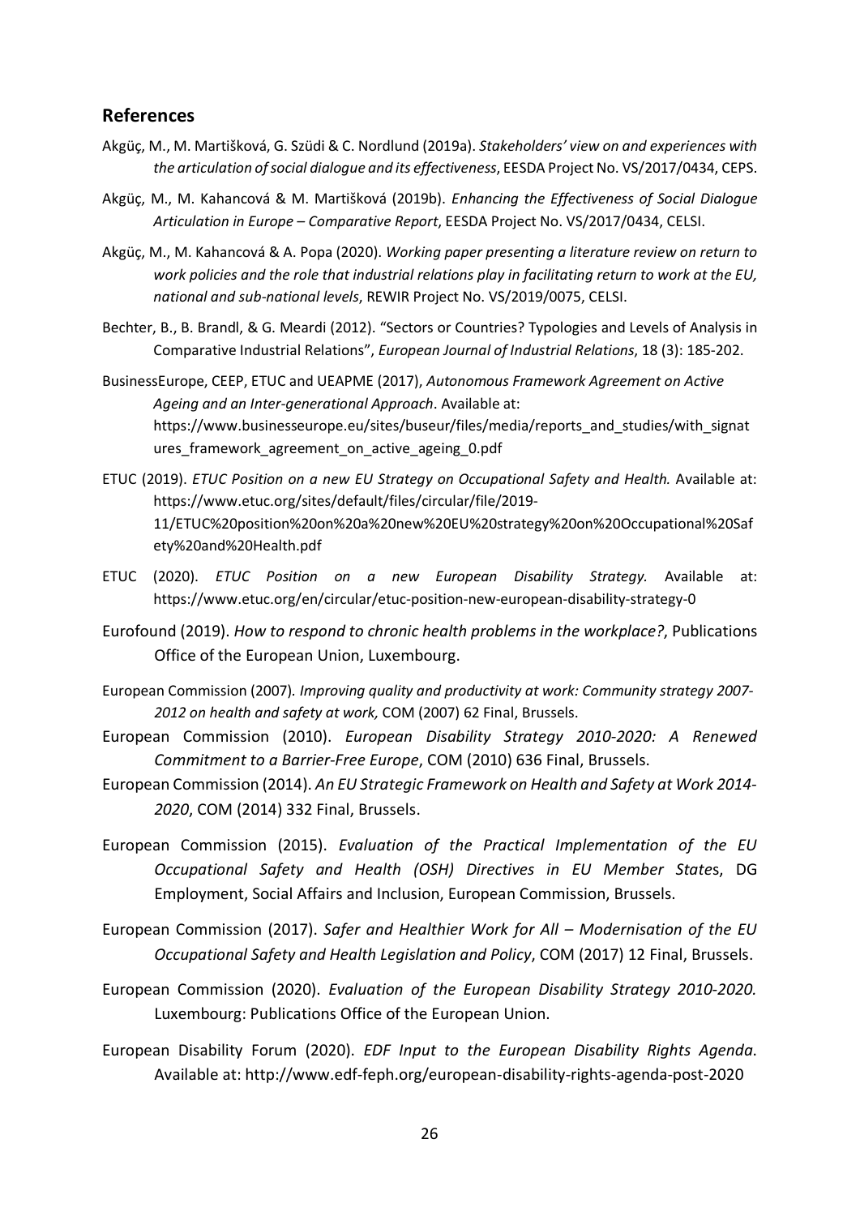## References

Akgüç, M., M. Martišková, G. Szüdi & C. Nordlund (2019a). *Stakeholders' view on and experiences with the articulation of social dialogue and its effectiveness*, EESDA Project No. VS/2017/0434, CEPS.

Akgüç, M., M. Kahancová & M. Martišková (2019b). *Enhancing the Effectiveness of Social Dialogue Articulation in Europe – Comparative Report*, EESDA Project No. VS/2017/0434, CELSI.

Akgüç, M., M. Kahancová & A. Popa (2020). *Working paper presenting a literature review on return to work policies and the role that industrial relations play in facilitating return to work at the EU, national and sub-national levels*, REWIR Project No. VS/2019/0075, CELSI.

Bechter, B., B. Brandl, & G. Meardi (2012). "Sectors or Countries? Typologies and Levels of Analysis in Comparative Industrial Relations", *European Journal of Industrial Relations*, 18 (3): 185-202.

BusinessEurope, CEEP, ETUC and UEAPME (2017), *Autonomous Framework Agreement on Active Ageing and an Inter-generational Approach*. Available at: https://www.businesseurope.eu/sites/buseur/files/media/reports_and_studies/with_signatures_framework_agreement_on_active_ageing_0.pdf

ETUC (2019). *ETUC Position on a new EU Strategy on Occupational Safety and Health.* Available at: https://www.etuc.org/sites/default/files/circular/file/2019-11/ETUC%20position%20on%20a%20new%20EU%20strategy%20on%20Occupational%20Safety%20and%20Health.pdf

ETUC (2020). *ETUC Position on a new European Disability Strategy.* Available at: https://www.etuc.org/en/circular/etuc-position-new-european-disability-strategy-0

Eurofound (2019). *How to respond to chronic health problems in the workplace?*, Publications Office of the European Union, Luxembourg.

European Commission (2007). *Improving quality and productivity at work: Community strategy 2007-2012 on health and safety at work,* COM (2007) 62 Final, Brussels.

European Commission (2010). *European Disability Strategy 2010-2020: A Renewed Commitment to a Barrier-Free Europe*, COM (2010) 636 Final, Brussels.

European Commission (2014). *An EU Strategic Framework on Health and Safety at Work 2014-2020*, COM (2014) 332 Final, Brussels.

European Commission (2015). *Evaluation of the Practical Implementation of the EU Occupational Safety and Health (OSH) Directives in EU Member State*s, DG Employment, Social Affairs and Inclusion, European Commission, Brussels.

European Commission (2017). *Safer and Healthier Work for All – Modernisation of the EU Occupational Safety and Health Legislation and Policy*, COM (2017) 12 Final, Brussels.

European Commission (2020). *Evaluation of the European Disability Strategy 2010-2020.* Luxembourg: Publications Office of the European Union.

European Disability Forum (2020). *EDF Input to the European Disability Rights Agenda.* Available at: http://www.edf-feph.org/european-disability-rights-agenda-post-2020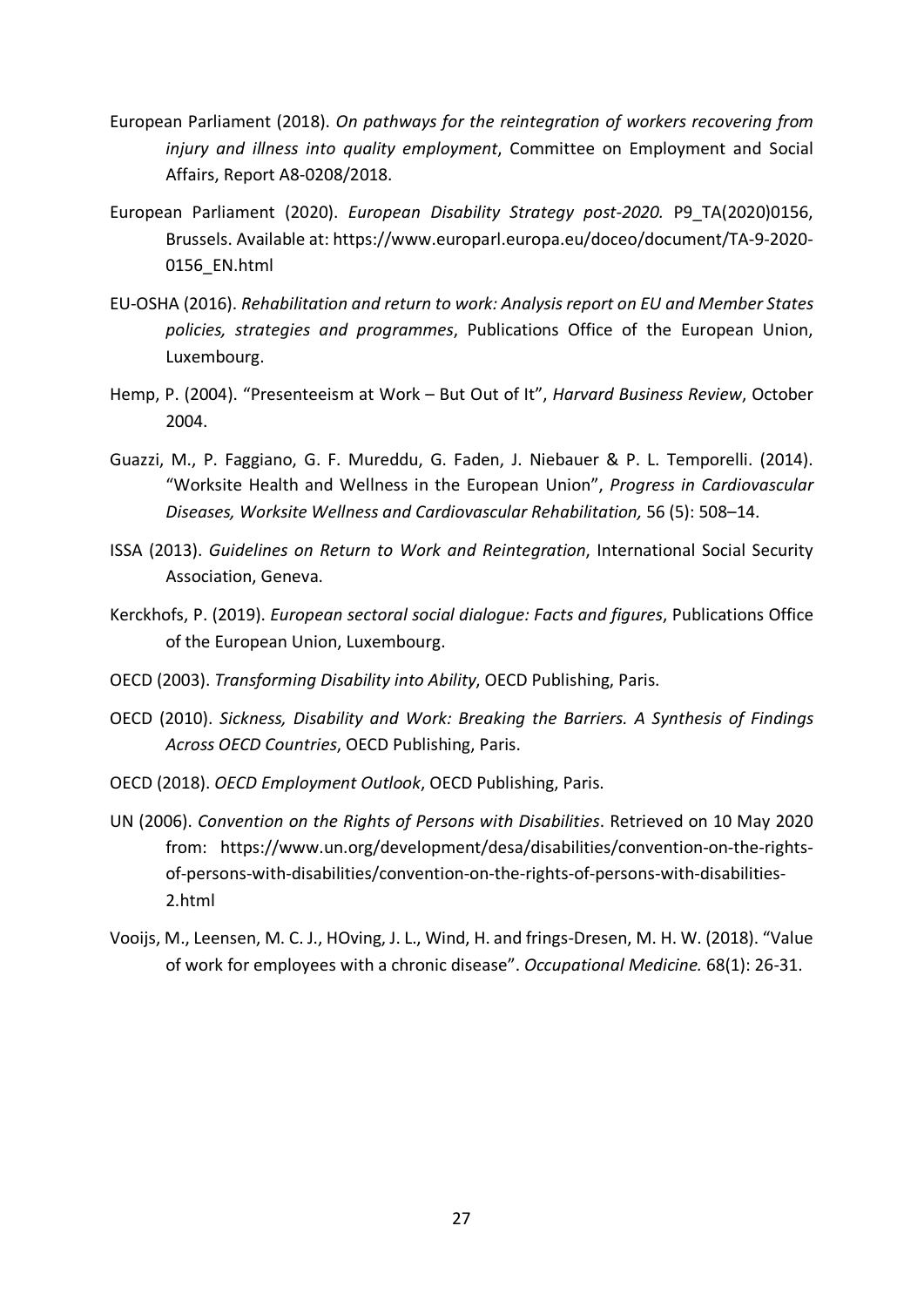European Parliament (2018). *On pathways for the reintegration of workers recovering from injury and illness into quality employment*, Committee on Employment and Social Affairs, Report A8-0208/2018.

European Parliament (2020). *European Disability Strategy post-2020.* P9_TA(2020)0156, Brussels. Available at: https://www.europarl.europa.eu/doceo/document/TA-9-2020-0156_EN.html

EU-OSHA (2016). *Rehabilitation and return to work: Analysis report on EU and Member States policies, strategies and programmes*, Publications Office of the European Union, Luxembourg.

Hemp, P. (2004). "Presenteeism at Work – But Out of It", *Harvard Business Review*, October 2004.

Guazzi, M., P. Faggiano, G. F. Mureddu, G. Faden, J. Niebauer & P. L. Temporelli. (2014). "Worksite Health and Wellness in the European Union", *Progress in Cardiovascular Diseases, Worksite Wellness and Cardiovascular Rehabilitation,* 56 (5): 508–14.

ISSA (2013). *Guidelines on Return to Work and Reintegration*, International Social Security Association, Geneva.

Kerckhofs, P. (2019). *European sectoral social dialogue: Facts and figures*, Publications Office of the European Union, Luxembourg.

OECD (2003). *Transforming Disability into Ability*, OECD Publishing, Paris.

OECD (2010). *Sickness, Disability and Work: Breaking the Barriers. A Synthesis of Findings Across OECD Countries*, OECD Publishing, Paris.

OECD (2018). *OECD Employment Outlook*, OECD Publishing, Paris.

UN (2006). *Convention on the Rights of Persons with Disabilities*. Retrieved on 10 May 2020 from: https://www.un.org/development/desa/disabilities/convention-on-the-rights-of-persons-with-disabilities/convention-on-the-rights-of-persons-with-disabilities-2.html

Vooijs, M., Leensen, M. C. J., HOving, J. L., Wind, H. and frings-Dresen, M. H. W. (2018). "Value of work for employees with a chronic disease". *Occupational Medicine.* 68(1): 26-31.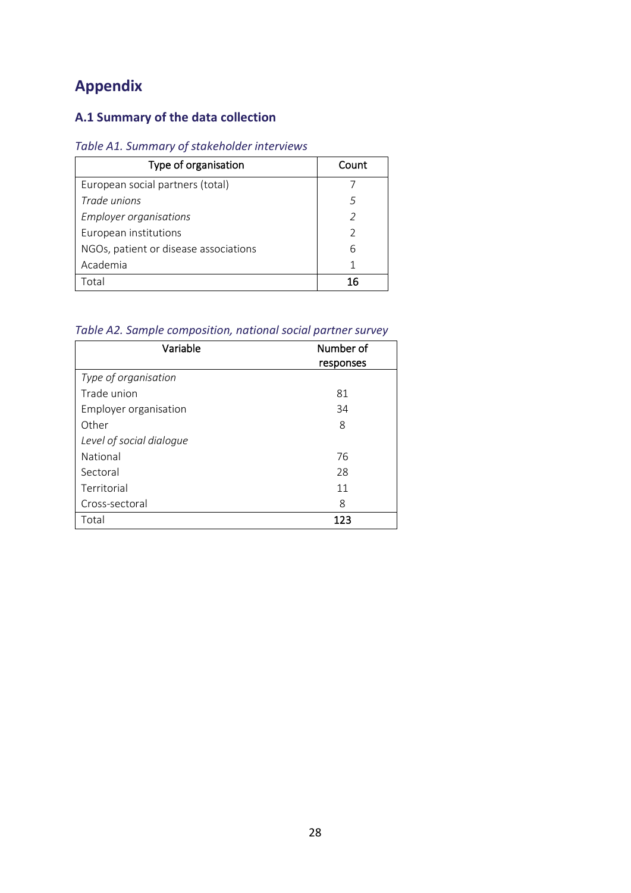# Appendix

## A.1 Summary of the data collection

*Table A1. Summary of stakeholder interviews*

| Type of organisation | Count |
|---|---|
| European social partners (total) | 7 |
| *Trade unions* | *5* |
| *Employer organisations* | *2* |
| European institutions | 2 |
| NGOs, patient or disease associations | 6 |
| Academia | 1 |
| Total | **16** |

*Table A2. Sample composition, national social partner survey*

| Variable | Number of responses |
|---|---|
| *Type of organisation* | |
| Trade union | 81 |
| Employer organisation | 34 |
| Other | 8 |
| *Level of social dialogue* | |
| National | 76 |
| Sectoral | 28 |
| Territorial | 11 |
| Cross-sectoral | 8 |
| Total | **123** |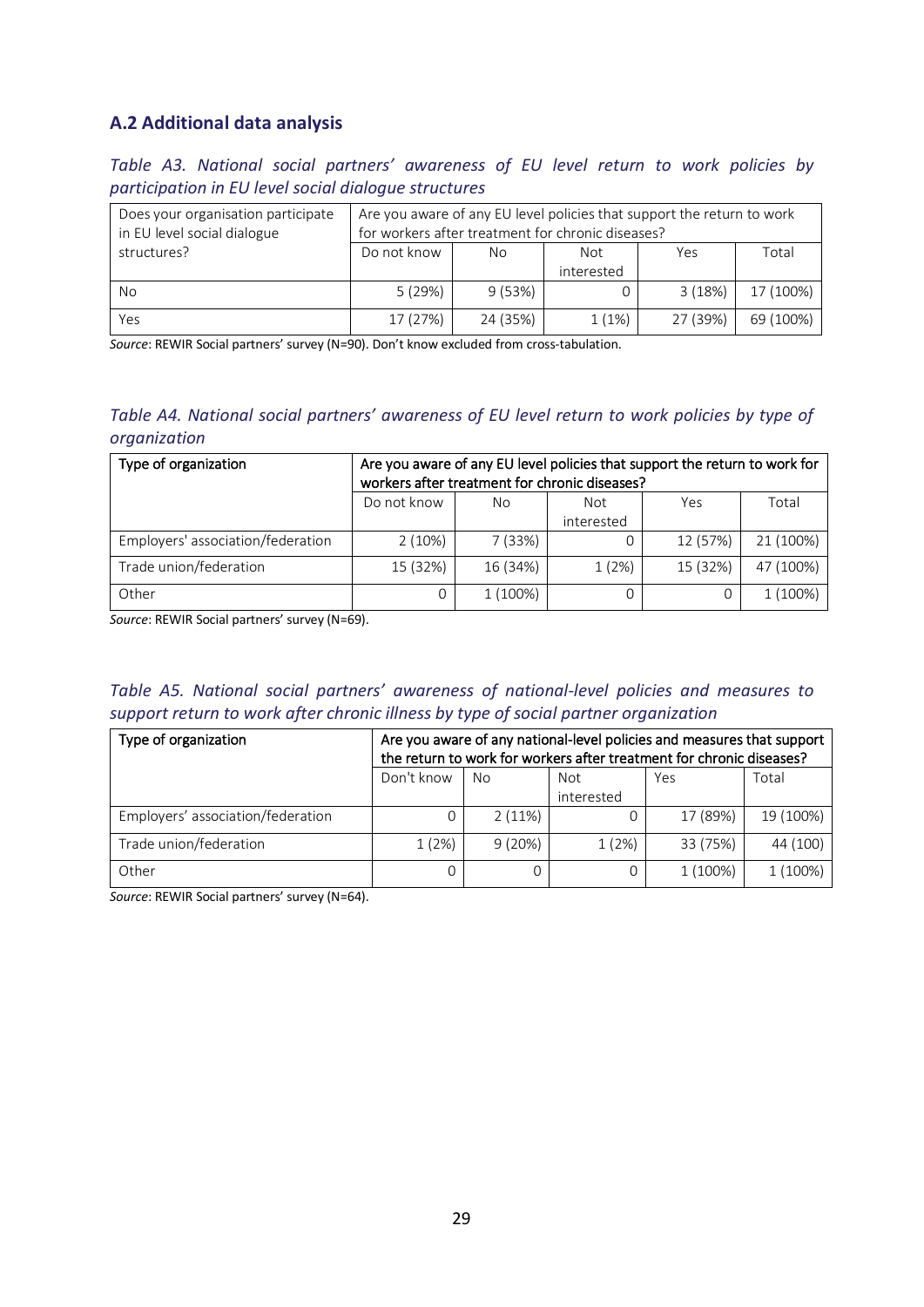## A.2 Additional data analysis

*Table A3. National social partners' awareness of EU level return to work policies by participation in EU level social dialogue structures*

| Does your organisation participate in EU level social dialogue structures? | Are you aware of any EU level policies that support the return to work for workers after treatment for chronic diseases? | | | | |
|---|---|---|---|---|---|
| | Do not know | No | Not interested | Yes | Total |
| No | 5 (29%) | 9 (53%) | 0 | 3 (18%) | 17 (100%) |
| Yes | 17 (27%) | 24 (35%) | 1 (1%) | 27 (39%) | 69 (100%) |

*Source*: REWIR Social partners' survey (N=90). Don't know excluded from cross-tabulation.

*Table A4. National social partners' awareness of EU level return to work policies by type of organization*

| Type of organization | Are you aware of any EU level policies that support the return to work for workers after treatment for chronic diseases? | | | | |
|---|---|---|---|---|---|
| | Do not know | No | Not interested | Yes | Total |
| Employers' association/federation | 2 (10%) | 7 (33%) | 0 | 12 (57%) | 21 (100%) |
| Trade union/federation | 15 (32%) | 16 (34%) | 1 (2%) | 15 (32%) | 47 (100%) |
| Other | 0 | 1 (100%) | 0 | 0 | 1 (100%) |

*Source*: REWIR Social partners' survey (N=69).

*Table A5. National social partners' awareness of national-level policies and measures to support return to work after chronic illness by type of social partner organization*

| Type of organization | Are you aware of any national-level policies and measures that support the return to work for workers after treatment for chronic diseases? | | | | |
|---|---|---|---|---|---|
| | Don't know | No | Not interested | Yes | Total |
| Employers' association/federation | 0 | 2 (11%) | 0 | 17 (89%) | 19 (100%) |
| Trade union/federation | 1 (2%) | 9 (20%) | 1 (2%) | 33 (75%) | 44 (100) |
| Other | 0 | 0 | 0 | 1 (100%) | 1 (100%) |

*Source*: REWIR Social partners' survey (N=64).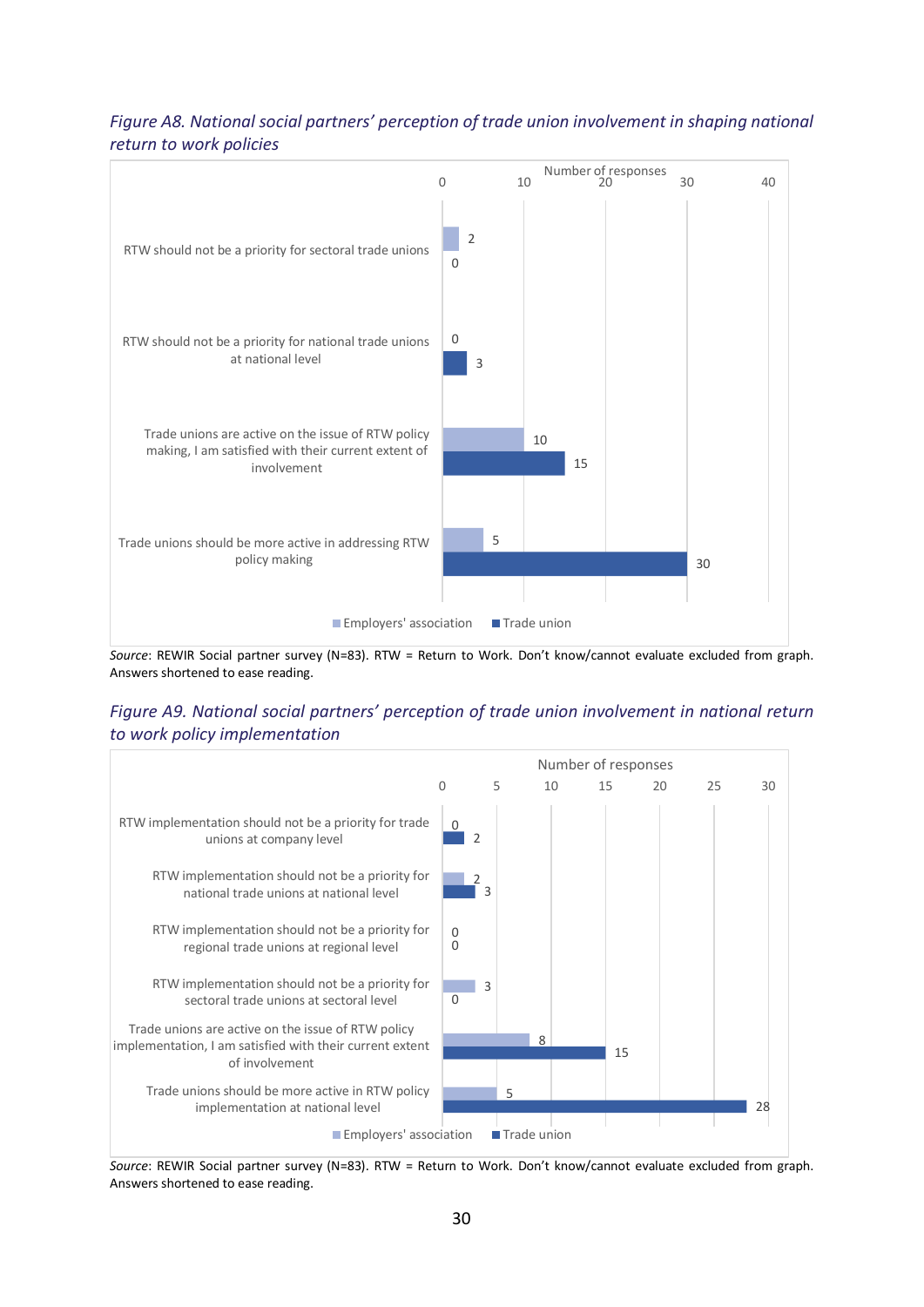*Figure A8. National social partners' perception of trade union involvement in shaping national return to work policies*

| | Employers' association | Trade union |
|---|---|---|
| RTW should not be a priority for sectoral trade unions | 2 | 0 |
| RTW should not be a priority for national trade unions at national level | 0 | 3 |
| Trade unions are active on the issue of RTW policy making, I am satisfied with their current extent of involvement | 10 | 15 |
| Trade unions should be more active in addressing RTW policy making | 5 | 30 |

*Source*: REWIR Social partner survey (N=83). RTW = Return to Work. Don't know/cannot evaluate excluded from graph. Answers shortened to ease reading.

*Figure A9. National social partners' perception of trade union involvement in national return to work policy implementation*

| | Employers' association | Trade union |
|---|---|---|
| RTW implementation should not be a priority for trade unions at company level | 0 | 2 |
| RTW implementation should not be a priority for national trade unions at national level | 2 | 3 |
| RTW implementation should not be a priority for regional trade unions at regional level | 0 | 0 |
| RTW implementation should not be a priority for sectoral trade unions at sectoral level | 3 | 0 |
| Trade unions are active on the issue of RTW policy implementation, I am satisfied with their current extent of involvement | 8 | 15 |
| Trade unions should be more active in RTW policy implementation at national level | 5 | 28 |

*Source*: REWIR Social partner survey (N=83). RTW = Return to Work. Don't know/cannot evaluate excluded from graph. Answers shortened to ease reading.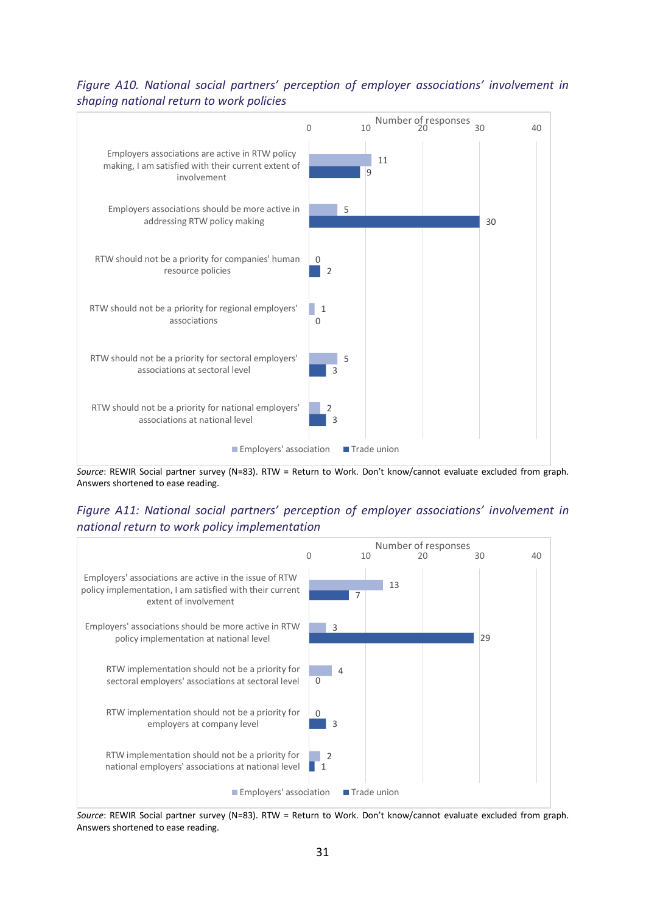*Figure A10. National social partners' perception of employer associations' involvement in shaping national return to work policies*

| Number of responses | Employers' association | Trade union |
|---|---|---|
| Employers associations are active in RTW policy making, I am satisfied with their current extent of involvement | 11 | 9 |
| Employers associations should be more active in addressing RTW policy making | 5 | 30 |
| RTW should not be a priority for companies' human resource policies | 0 | 2 |
| RTW should not be a priority for regional employers' associations | 1 | 0 |
| RTW should not be a priority for sectoral employers' associations at sectoral level | 5 | 3 |
| RTW should not be a priority for national employers' associations at national level | 2 | 3 |

*Source*: REWIR Social partner survey (N=83). RTW = Return to Work. Don't know/cannot evaluate excluded from graph. Answers shortened to ease reading.

*Figure A11: National social partners' perception of employer associations' involvement in national return to work policy implementation*

| Number of responses | Employers' association | Trade union |
|---|---|---|
| Employers' associations are active in the issue of RTW policy implementation, I am satisfied with their current extent of involvement | 13 | 7 |
| Employers' associations should be more active in RTW policy implementation at national level | 3 | 29 |
| RTW implementation should not be a priority for sectoral employers' associations at sectoral level | 4 | 0 |
| RTW implementation should not be a priority for employers at company level | 0 | 3 |
| RTW implementation should not be a priority for national employers' associations at national level | 2 | 1 |

*Source*: REWIR Social partner survey (N=83). RTW = Return to Work. Don't know/cannot evaluate excluded from graph. Answers shortened to ease reading.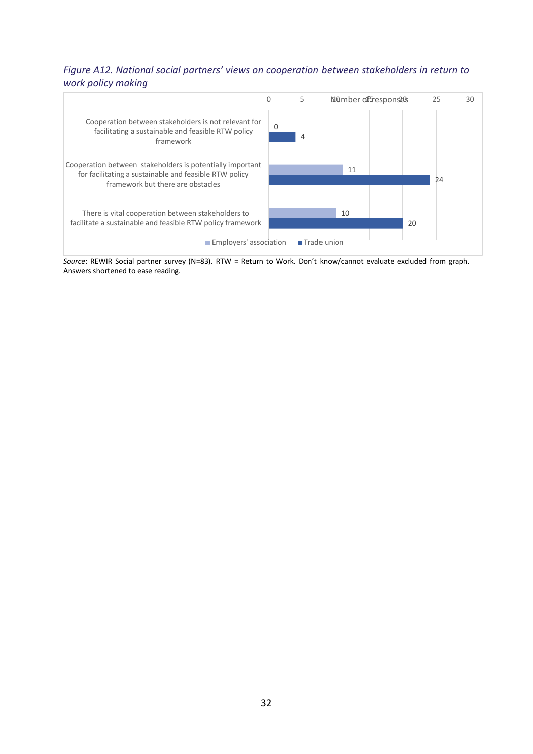*Figure A12. National social partners' views on cooperation between stakeholders in return to work policy making*

| | Employers' association | Trade union |
|---|---|---|
| Cooperation between stakeholders is not relevant for facilitating a sustainable and feasible RTW policy framework | 0 | 4 |
| Cooperation between stakeholders is potentially important for facilitating a sustainable and feasible RTW policy framework but there are obstacles | 11 | 24 |
| There is vital cooperation between stakeholders to facilitate a sustainable and feasible RTW policy framework | 10 | 20 |

*Source*: REWIR Social partner survey (N=83). RTW = Return to Work. Don't know/cannot evaluate excluded from graph. Answers shortened to ease reading.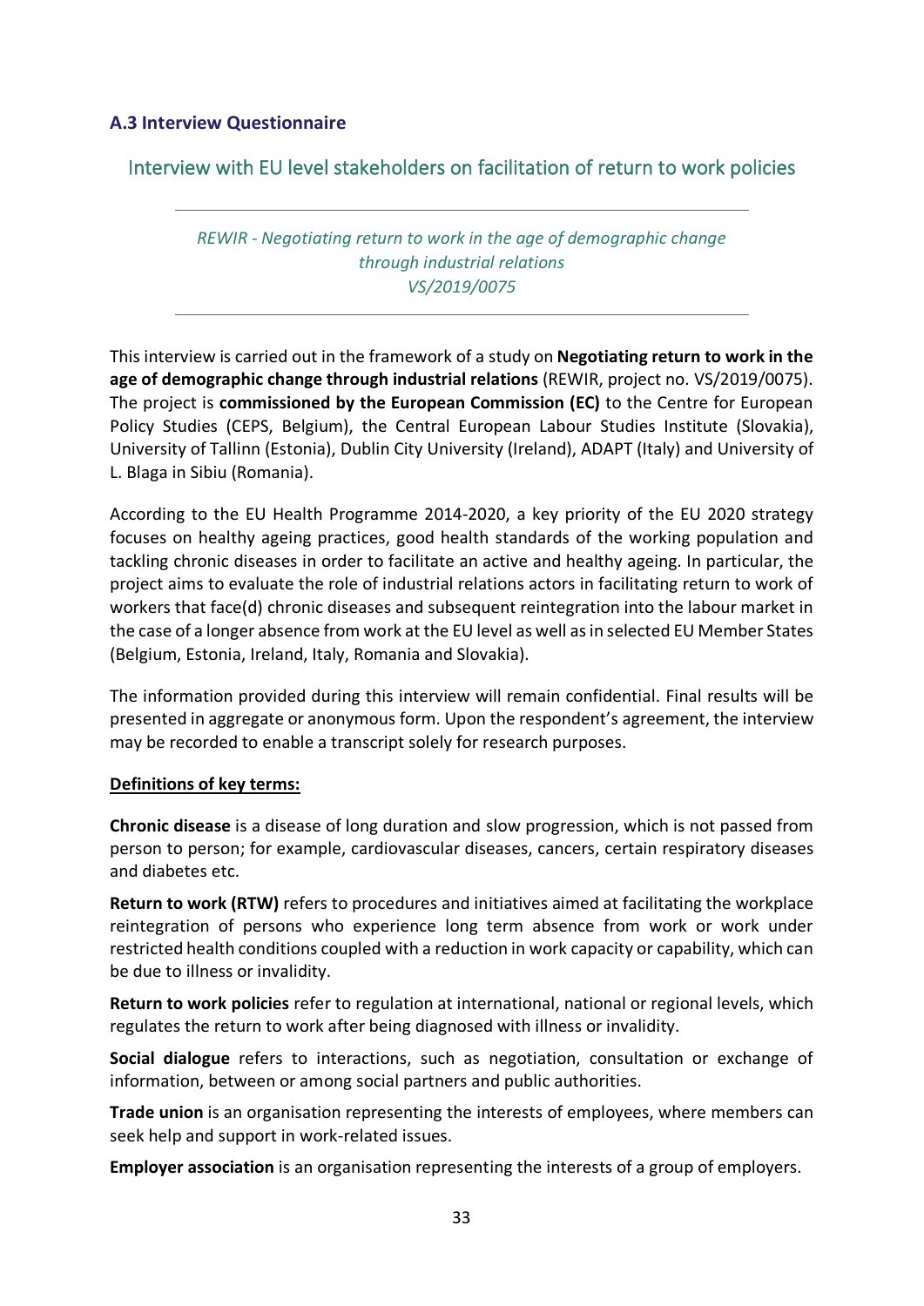### A.3 Interview Questionnaire

## Interview with EU level stakeholders on facilitation of return to work policies

---

*REWIR - Negotiating return to work in the age of demographic change through industrial relations*
*VS/2019/0075*

---

This interview is carried out in the framework of a study on **Negotiating return to work in the age of demographic change through industrial relations** (REWIR, project no. VS/2019/0075). The project is **commissioned by the European Commission (EC)** to the Centre for European Policy Studies (CEPS, Belgium), the Central European Labour Studies Institute (Slovakia), University of Tallinn (Estonia), Dublin City University (Ireland), ADAPT (Italy) and University of L. Blaga in Sibiu (Romania).

According to the EU Health Programme 2014-2020, a key priority of the EU 2020 strategy focuses on healthy ageing practices, good health standards of the working population and tackling chronic diseases in order to facilitate an active and healthy ageing. In particular, the project aims to evaluate the role of industrial relations actors in facilitating return to work of workers that face(d) chronic diseases and subsequent reintegration into the labour market in the case of a longer absence from work at the EU level as well as in selected EU Member States (Belgium, Estonia, Ireland, Italy, Romania and Slovakia).

The information provided during this interview will remain confidential. Final results will be presented in aggregate or anonymous form. Upon the respondent's agreement, the interview may be recorded to enable a transcript solely for research purposes.

**Definitions of key terms:**

**Chronic disease** is a disease of long duration and slow progression, which is not passed from person to person; for example, cardiovascular diseases, cancers, certain respiratory diseases and diabetes etc.

**Return to work (RTW)** refers to procedures and initiatives aimed at facilitating the workplace reintegration of persons who experience long term absence from work or work under restricted health conditions coupled with a reduction in work capacity or capability, which can be due to illness or invalidity.

**Return to work policies** refer to regulation at international, national or regional levels, which regulates the return to work after being diagnosed with illness or invalidity.

**Social dialogue** refers to interactions, such as negotiation, consultation or exchange of information, between or among social partners and public authorities.

**Trade union** is an organisation representing the interests of employees, where members can seek help and support in work-related issues.

**Employer association** is an organisation representing the interests of a group of employers.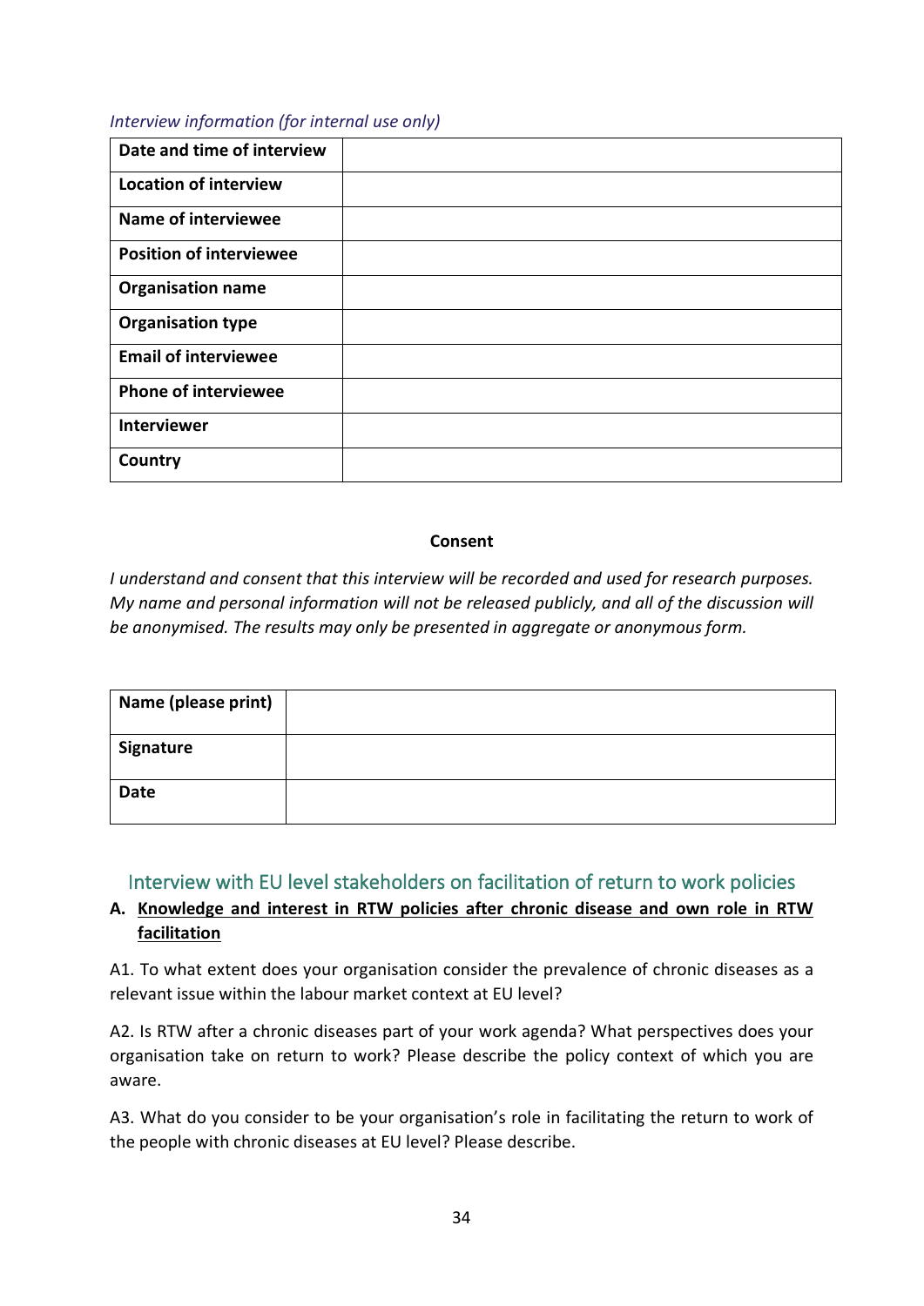*Interview information (for internal use only)*

| Date and time of interview | |
|---|---|
| Location of interview | |
| Name of interviewee | |
| Position of interviewee | |
| Organisation name | |
| Organisation type | |
| Email of interviewee | |
| Phone of interviewee | |
| Interviewer | |
| Country | |

**Consent**

*I understand and consent that this interview will be recorded and used for research purposes. My name and personal information will not be released publicly, and all of the discussion will be anonymised. The results may only be presented in aggregate or anonymous form.*

| Name (please print) | |
|---|---|
| Signature | |
| Date | |

## Interview with EU level stakeholders on facilitation of return to work policies

### A. Knowledge and interest in RTW policies after chronic disease and own role in RTW facilitation

A1. To what extent does your organisation consider the prevalence of chronic diseases as a relevant issue within the labour market context at EU level?

A2. Is RTW after a chronic diseases part of your work agenda? What perspectives does your organisation take on return to work? Please describe the policy context of which you are aware.

A3. What do you consider to be your organisation's role in facilitating the return to work of the people with chronic diseases at EU level? Please describe.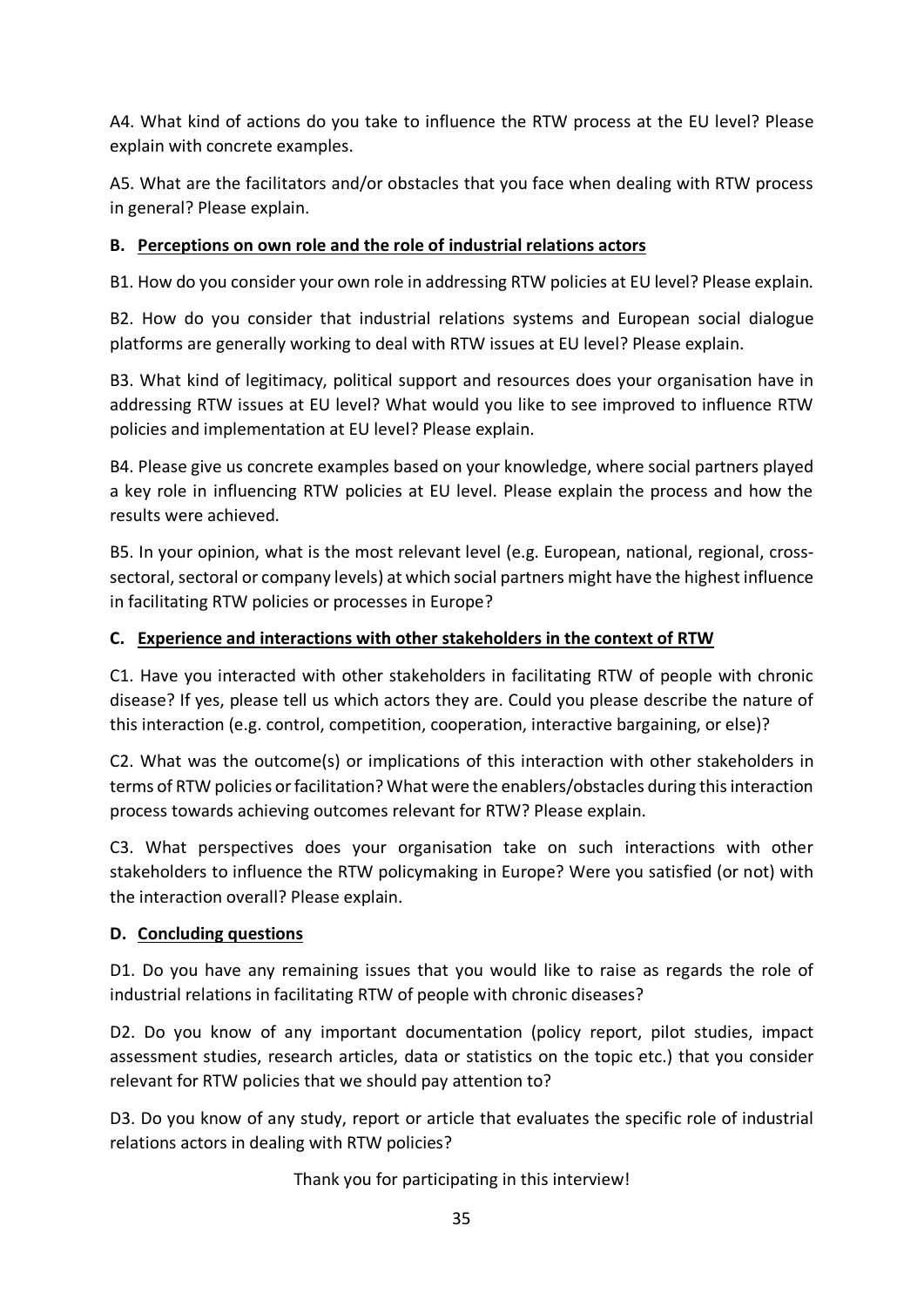A4. What kind of actions do you take to influence the RTW process at the EU level? Please explain with concrete examples.

A5. What are the facilitators and/or obstacles that you face when dealing with RTW process in general? Please explain.

**B. <u>Perceptions on own role and the role of industrial relations actors</u>**

B1. How do you consider your own role in addressing RTW policies at EU level? Please explain.

B2. How do you consider that industrial relations systems and European social dialogue platforms are generally working to deal with RTW issues at EU level? Please explain.

B3. What kind of legitimacy, political support and resources does your organisation have in addressing RTW issues at EU level? What would you like to see improved to influence RTW policies and implementation at EU level? Please explain.

B4. Please give us concrete examples based on your knowledge, where social partners played a key role in influencing RTW policies at EU level. Please explain the process and how the results were achieved.

B5. In your opinion, what is the most relevant level (e.g. European, national, regional, cross-sectoral, sectoral or company levels) at which social partners might have the highest influence in facilitating RTW policies or processes in Europe?

**C. <u>Experience and interactions with other stakeholders in the context of RTW</u>**

C1. Have you interacted with other stakeholders in facilitating RTW of people with chronic disease? If yes, please tell us which actors they are. Could you please describe the nature of this interaction (e.g. control, competition, cooperation, interactive bargaining, or else)?

C2. What was the outcome(s) or implications of this interaction with other stakeholders in terms of RTW policies or facilitation? What were the enablers/obstacles during this interaction process towards achieving outcomes relevant for RTW? Please explain.

C3. What perspectives does your organisation take on such interactions with other stakeholders to influence the RTW policymaking in Europe? Were you satisfied (or not) with the interaction overall? Please explain.

**D. <u>Concluding questions</u>**

D1. Do you have any remaining issues that you would like to raise as regards the role of industrial relations in facilitating RTW of people with chronic diseases?

D2. Do you know of any important documentation (policy report, pilot studies, impact assessment studies, research articles, data or statistics on the topic etc.) that you consider relevant for RTW policies that we should pay attention to?

D3. Do you know of any study, report or article that evaluates the specific role of industrial relations actors in dealing with RTW policies?

Thank you for participating in this interview!